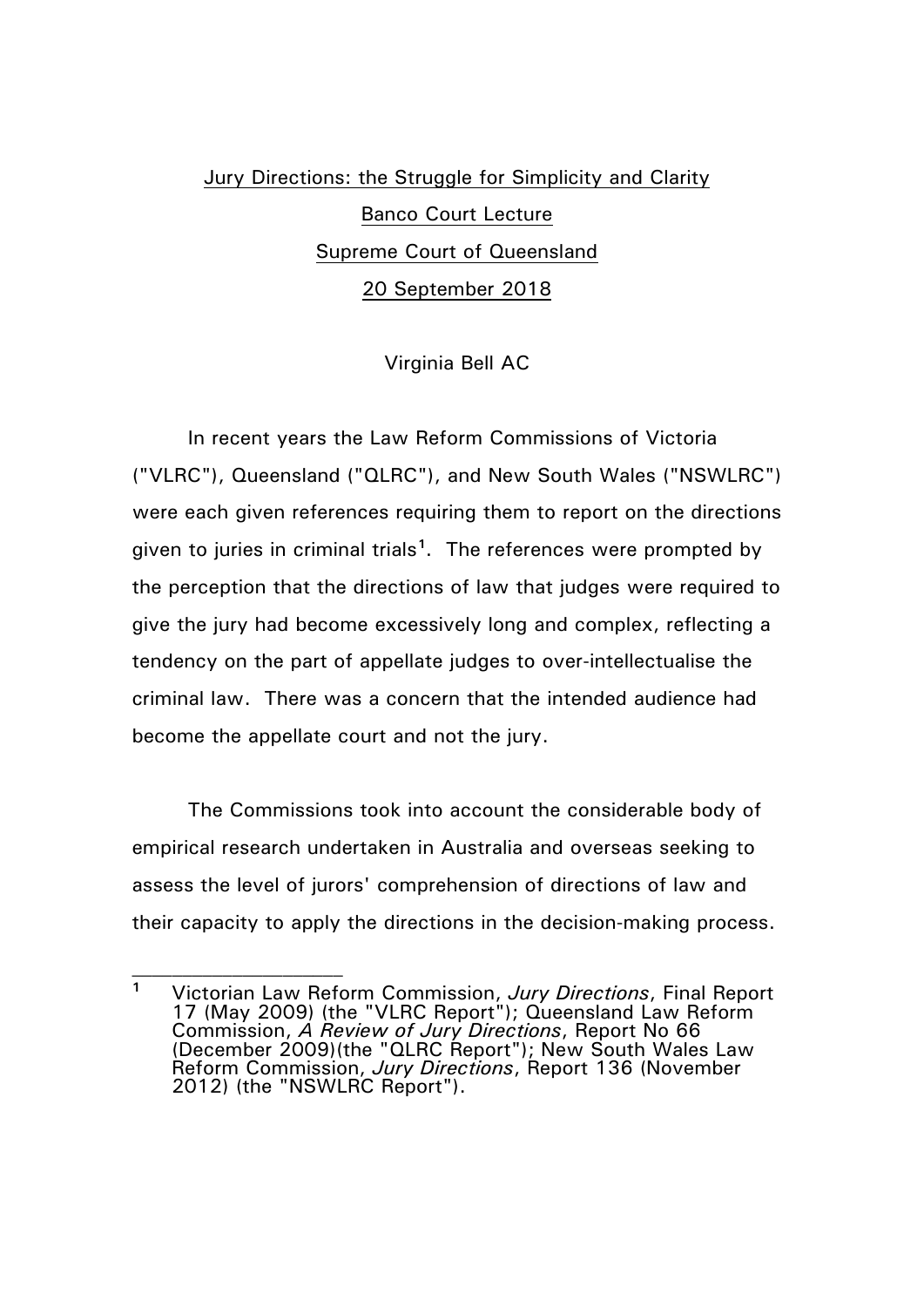Jury Directions: the Struggle for Simplicity and Clarity

Banco Court Lecture

Supreme Court of Queensland

20 September 2018

Virginia Bell AC

In recent years the Law Reform Commissions of Victoria ("VLRC"), Queensland ("QLRC"), and New South Wales ("NSWLRC") were each given references requiring them to report on the directions given to juries in criminal trials[1]. The references were prompted by the perception that the directions of law that judges were required to give the jury had become excessively long and complex, reflecting a tendency on the part of appellate judges to over-intellectualise the criminal law. There was a concern that the intended audience had become the appellate court and not the jury.

The Commissions took into account the considerable body of empirical research undertaken in Australia and overseas seeking to assess the level of jurors' comprehension of directions of law and their capacity to apply the directions in the decision-making process.

---

[1] Victorian Law Reform Commission, *Jury Directions*, Final Report 17 (May 2009) (the "VLRC Report"); Queensland Law Reform Commission, *A Review of Jury Directions*, Report No 66 (December 2009)(the "QLRC Report"); New South Wales Law Reform Commission, *Jury Directions*, Report 136 (November 2012) (the "NSWLRC Report").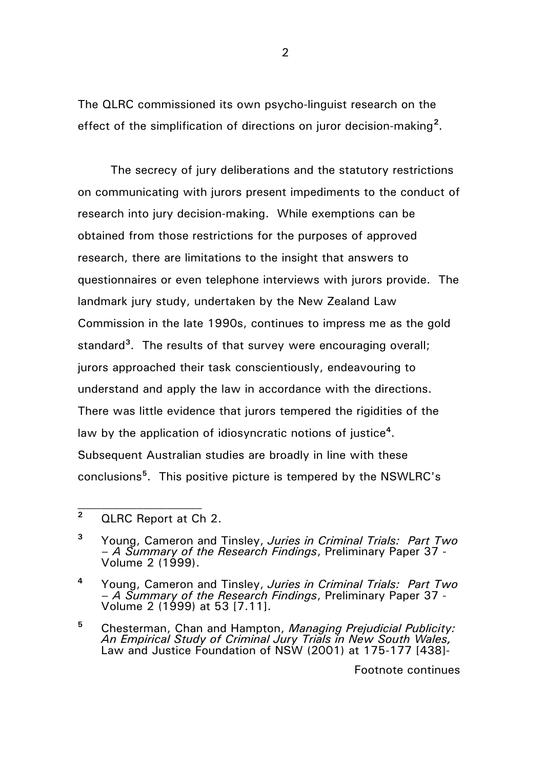The QLRC commissioned its own psycho-linguist research on the effect of the simplification of directions on juror decision-making[2].

The secrecy of jury deliberations and the statutory restrictions on communicating with jurors present impediments to the conduct of research into jury decision-making. While exemptions can be obtained from those restrictions for the purposes of approved research, there are limitations to the insight that answers to questionnaires or even telephone interviews with jurors provide. The landmark jury study, undertaken by the New Zealand Law Commission in the late 1990s, continues to impress me as the gold standard[3]. The results of that survey were encouraging overall; jurors approached their task conscientiously, endeavouring to understand and apply the law in accordance with the directions. There was little evidence that jurors tempered the rigidities of the law by the application of idiosyncratic notions of justice[4]. Subsequent Australian studies are broadly in line with these conclusions[5]. This positive picture is tempered by the NSWLRC's

---

[2] QLRC Report at Ch 2.

[3] Young, Cameron and Tinsley, *Juries in Criminal Trials: Part Two – A Summary of the Research Findings*, Preliminary Paper 37 - Volume 2 (1999).

[4] Young, Cameron and Tinsley, *Juries in Criminal Trials: Part Two – A Summary of the Research Findings*, Preliminary Paper 37 - Volume 2 (1999) at 53 [7.11].

[5] Chesterman, Chan and Hampton, *Managing Prejudicial Publicity: An Empirical Study of Criminal Jury Trials in New South Wales,* Law and Justice Foundation of NSW (2001) at 175-177 [438]-

Footnote continues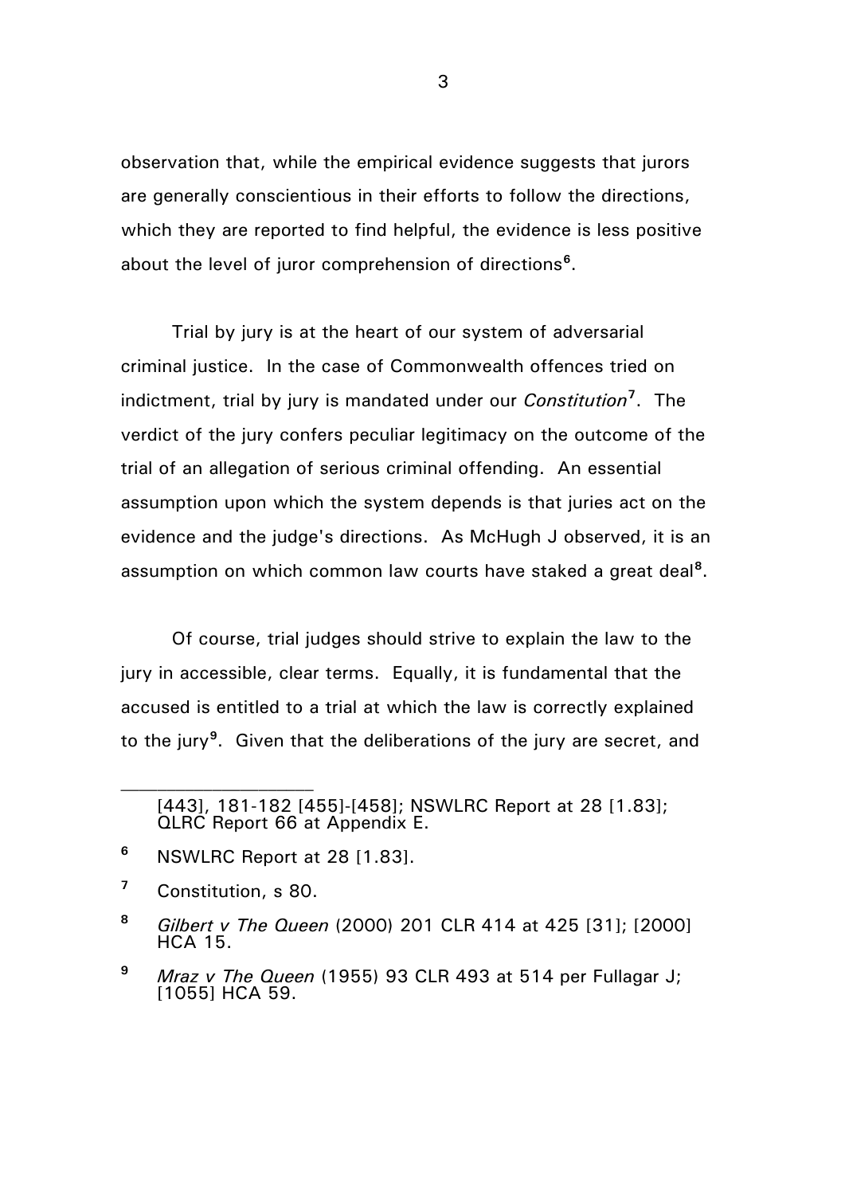observation that, while the empirical evidence suggests that jurors are generally conscientious in their efforts to follow the directions, which they are reported to find helpful, the evidence is less positive about the level of juror comprehension of directions[6].

Trial by jury is at the heart of our system of adversarial criminal justice. In the case of Commonwealth offences tried on indictment, trial by jury is mandated under our *Constitution*[7]. The verdict of the jury confers peculiar legitimacy on the outcome of the trial of an allegation of serious criminal offending. An essential assumption upon which the system depends is that juries act on the evidence and the judge's directions. As McHugh J observed, it is an assumption on which common law courts have staked a great deal[8].

Of course, trial judges should strive to explain the law to the jury in accessible, clear terms. Equally, it is fundamental that the accused is entitled to a trial at which the law is correctly explained to the jury[9]. Given that the deliberations of the jury are secret, and

---

[443], 181-182 [455]-[458]; NSWLRC Report at 28 [1.83]; QLRC Report 66 at Appendix E.

[6] NSWLRC Report at 28 [1.83].

[7] Constitution, s 80.

[8] *Gilbert v The Queen* (2000) 201 CLR 414 at 425 [31]; [2000] HCA 15.

[9] *Mraz v The Queen* (1955) 93 CLR 493 at 514 per Fullagar J; [1055] HCA 59.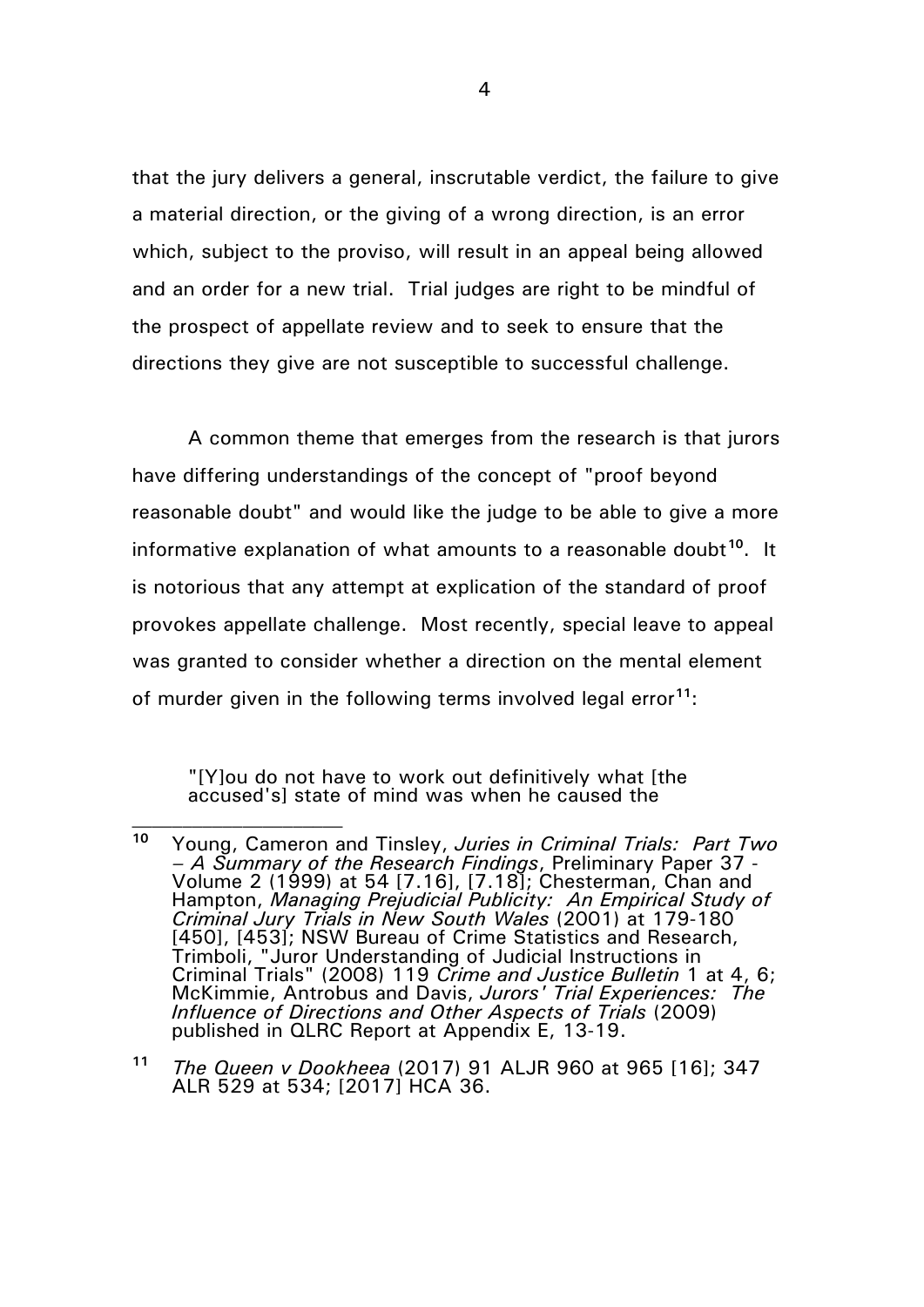that the jury delivers a general, inscrutable verdict, the failure to give a material direction, or the giving of a wrong direction, is an error which, subject to the proviso, will result in an appeal being allowed and an order for a new trial. Trial judges are right to be mindful of the prospect of appellate review and to seek to ensure that the directions they give are not susceptible to successful challenge.

A common theme that emerges from the research is that jurors have differing understandings of the concept of "proof beyond reasonable doubt" and would like the judge to be able to give a more informative explanation of what amounts to a reasonable doubt[10]. It is notorious that any attempt at explication of the standard of proof provokes appellate challenge. Most recently, special leave to appeal was granted to consider whether a direction on the mental element of murder given in the following terms involved legal error[11]:

> "[Y]ou do not have to work out definitively what [the accused's] state of mind was when he caused the

---

[10] Young, Cameron and Tinsley, *Juries in Criminal Trials: Part Two – A Summary of the Research Findings*, Preliminary Paper 37 - Volume 2 (1999) at 54 [7.16], [7.18]; Chesterman, Chan and Hampton, *Managing Prejudicial Publicity: An Empirical Study of Criminal Jury Trials in New South Wales* (2001) at 179-180 [450], [453]; NSW Bureau of Crime Statistics and Research, Trimboli, "Juror Understanding of Judicial Instructions in Criminal Trials" (2008) 119 *Crime and Justice Bulletin* 1 at 4, 6; McKimmie, Antrobus and Davis, *Jurors' Trial Experiences: The Influence of Directions and Other Aspects of Trials* (2009) published in QLRC Report at Appendix E, 13-19.

[11] *The Queen v Dookheea* (2017) 91 ALJR 960 at 965 [16]; 347 ALR 529 at 534; [2017] HCA 36.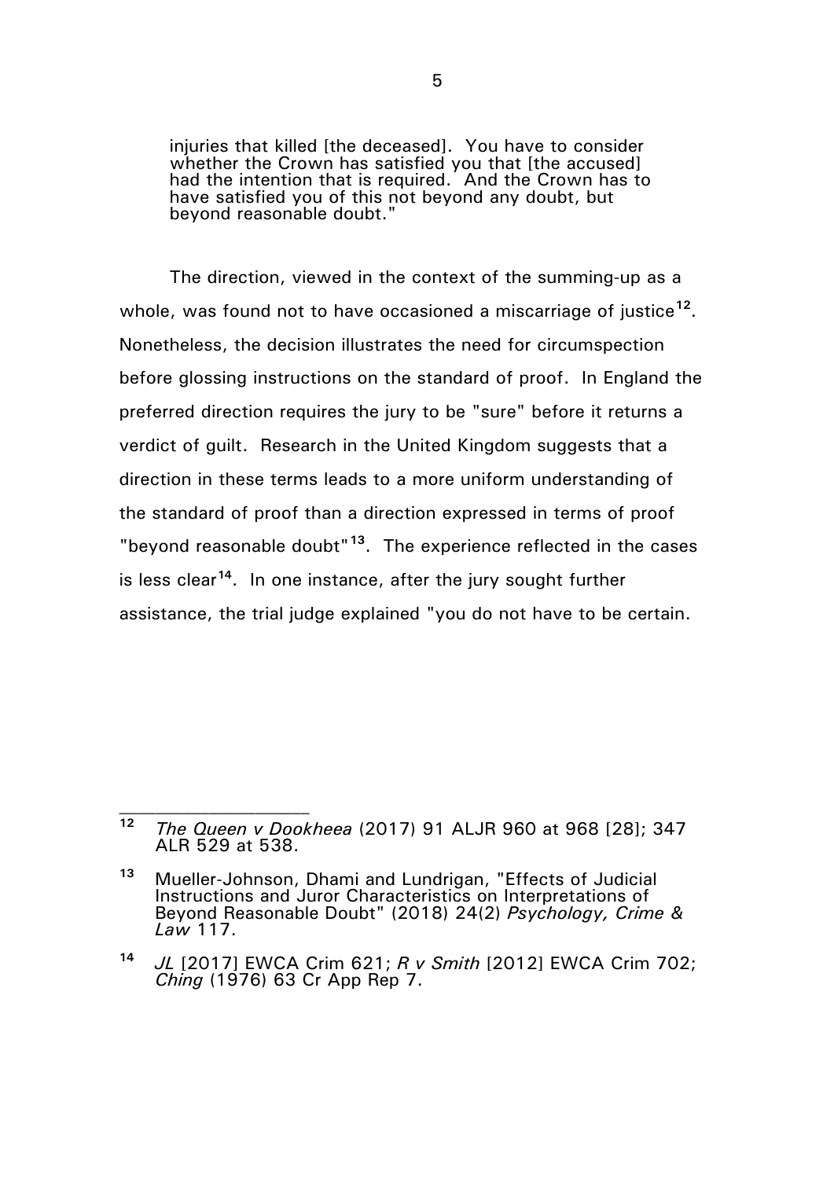> injuries that killed [the deceased]. You have to consider whether the Crown has satisfied you that [the accused] had the intention that is required. And the Crown has to have satisfied you of this not beyond any doubt, but beyond reasonable doubt."

The direction, viewed in the context of the summing-up as a whole, was found not to have occasioned a miscarriage of justice[12]. Nonetheless, the decision illustrates the need for circumspection before glossing instructions on the standard of proof. In England the preferred direction requires the jury to be "sure" before it returns a verdict of guilt. Research in the United Kingdom suggests that a direction in these terms leads to a more uniform understanding of the standard of proof than a direction expressed in terms of proof "beyond reasonable doubt"[13]. The experience reflected in the cases is less clear[14]. In one instance, after the jury sought further assistance, the trial judge explained "you do not have to be certain.

---

[12] *The Queen v Dookheea* (2017) 91 ALJR 960 at 968 [28]; 347 ALR 529 at 538.

[13] Mueller-Johnson, Dhami and Lundrigan, "Effects of Judicial Instructions and Juror Characteristics on Interpretations of Beyond Reasonable Doubt" (2018) 24(2) *Psychology, Crime & Law* 117.

[14] *JL* [2017] EWCA Crim 621; *R v Smith* [2012] EWCA Crim 702; *Ching* (1976) 63 Cr App Rep 7.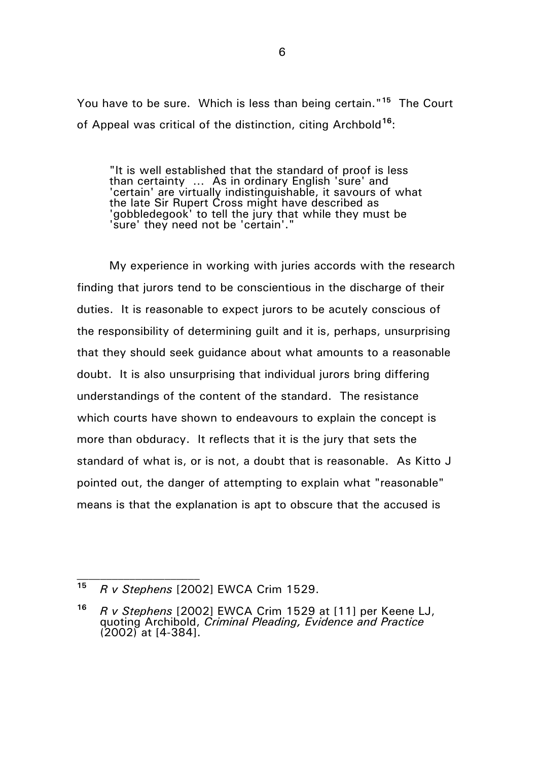You have to be sure. Which is less than being certain."[15] The Court of Appeal was critical of the distinction, citing Archbold[16]:

> "It is well established that the standard of proof is less than certainty ... As in ordinary English 'sure' and 'certain' are virtually indistinguishable, it savours of what the late Sir Rupert Cross might have described as 'gobbledegook' to tell the jury that while they must be 'sure' they need not be 'certain'."

My experience in working with juries accords with the research finding that jurors tend to be conscientious in the discharge of their duties. It is reasonable to expect jurors to be acutely conscious of the responsibility of determining guilt and it is, perhaps, unsurprising that they should seek guidance about what amounts to a reasonable doubt. It is also unsurprising that individual jurors bring differing understandings of the content of the standard. The resistance which courts have shown to endeavours to explain the concept is more than obduracy. It reflects that it is the jury that sets the standard of what is, or is not, a doubt that is reasonable. As Kitto J pointed out, the danger of attempting to explain what "reasonable" means is that the explanation is apt to obscure that the accused is

---

[15] *R v Stephens* [2002] EWCA Crim 1529.

[16] *R v Stephens* [2002] EWCA Crim 1529 at [11] per Keene LJ, quoting Archibold, *Criminal Pleading, Evidence and Practice* (2002) at [4-384].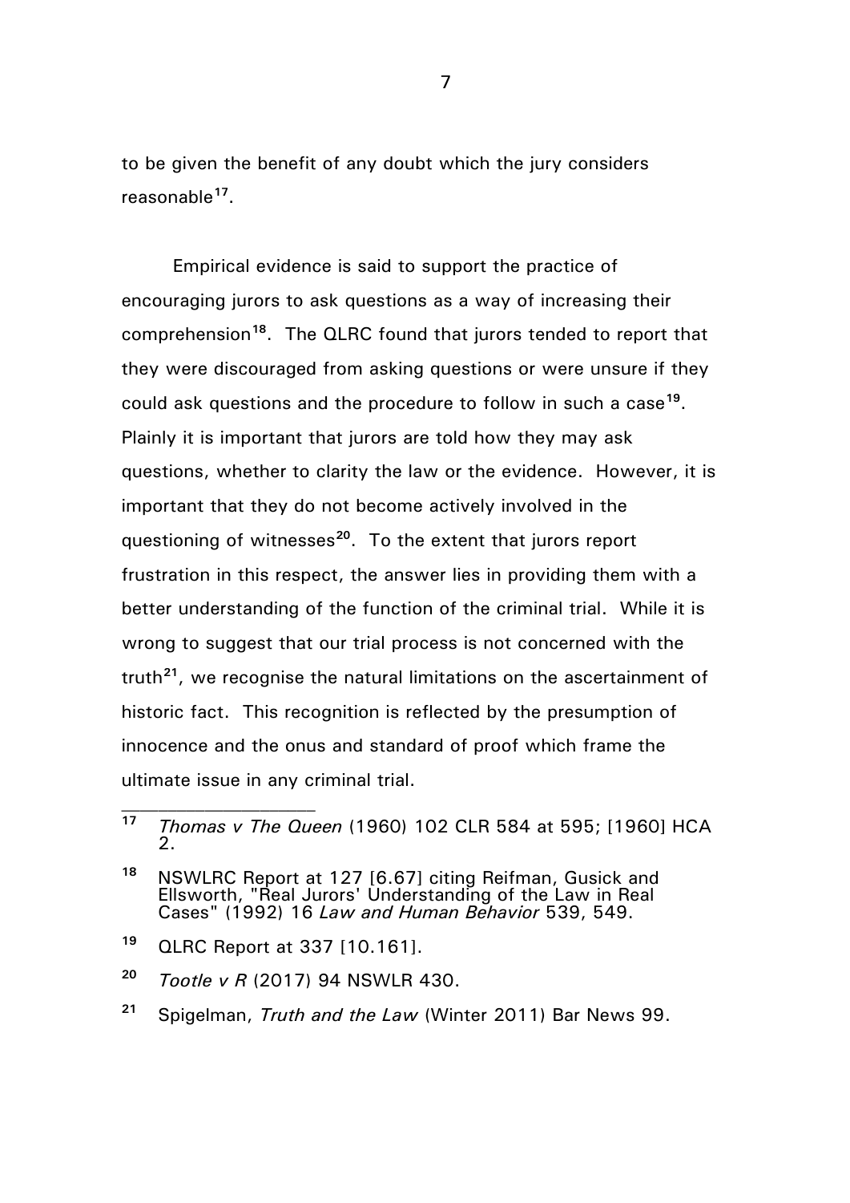to be given the benefit of any doubt which the jury considers reasonable[17].

Empirical evidence is said to support the practice of encouraging jurors to ask questions as a way of increasing their comprehension[18]. The QLRC found that jurors tended to report that they were discouraged from asking questions or were unsure if they could ask questions and the procedure to follow in such a case[19]. Plainly it is important that jurors are told how they may ask questions, whether to clarity the law or the evidence. However, it is important that they do not become actively involved in the questioning of witnesses[20]. To the extent that jurors report frustration in this respect, the answer lies in providing them with a better understanding of the function of the criminal trial. While it is wrong to suggest that our trial process is not concerned with the truth[21], we recognise the natural limitations on the ascertainment of historic fact. This recognition is reflected by the presumption of innocence and the onus and standard of proof which frame the ultimate issue in any criminal trial.

---

[17] *Thomas v The Queen* (1960) 102 CLR 584 at 595; [1960] HCA 2.

[18] NSWLRC Report at 127 [6.67] citing Reifman, Gusick and Ellsworth, "Real Jurors' Understanding of the Law in Real Cases" (1992) 16 *Law and Human Behavior* 539, 549.

[19] QLRC Report at 337 [10.161].

[20] *Tootle v R* (2017) 94 NSWLR 430.

[21] Spigelman, *Truth and the Law* (Winter 2011) Bar News 99.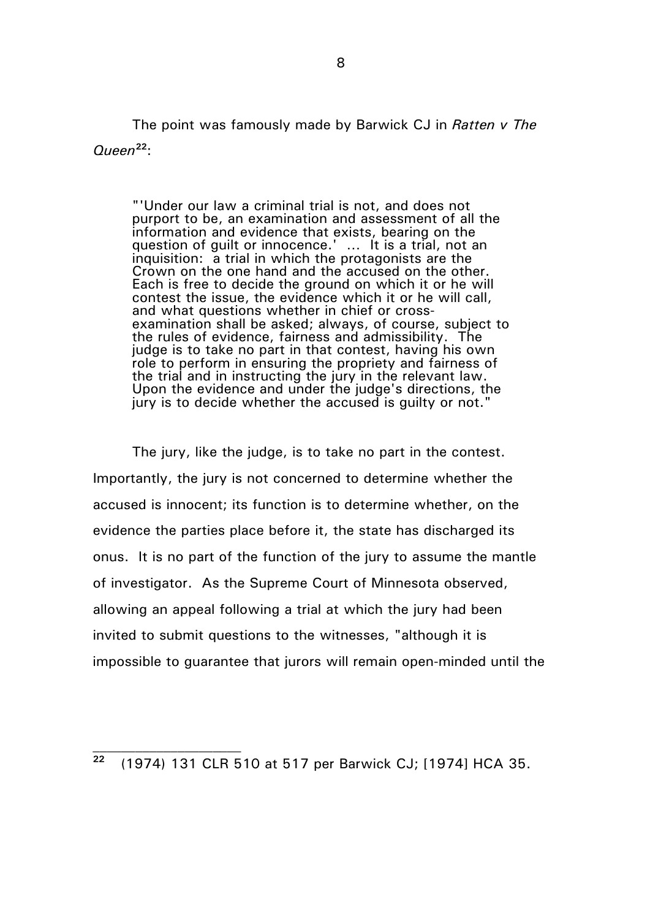The point was famously made by Barwick CJ in *Ratten v The Queen*[22]:

> "'Under our law a criminal trial is not, and does not purport to be, an examination and assessment of all the information and evidence that exists, bearing on the question of guilt or innocence.' ... It is a trial, not an inquisition: a trial in which the protagonists are the Crown on the one hand and the accused on the other. Each is free to decide the ground on which it or he will contest the issue, the evidence which it or he will call, and what questions whether in chief or cross-examination shall be asked; always, of course, subject to the rules of evidence, fairness and admissibility. The judge is to take no part in that contest, having his own role to perform in ensuring the propriety and fairness of the trial and in instructing the jury in the relevant law. Upon the evidence and under the judge's directions, the jury is to decide whether the accused is guilty or not."

The jury, like the judge, is to take no part in the contest. Importantly, the jury is not concerned to determine whether the accused is innocent; its function is to determine whether, on the evidence the parties place before it, the state has discharged its onus. It is no part of the function of the jury to assume the mantle of investigator. As the Supreme Court of Minnesota observed, allowing an appeal following a trial at which the jury had been invited to submit questions to the witnesses, "although it is impossible to guarantee that jurors will remain open-minded until the

---

[22] (1974) 131 CLR 510 at 517 per Barwick CJ; [1974] HCA 35.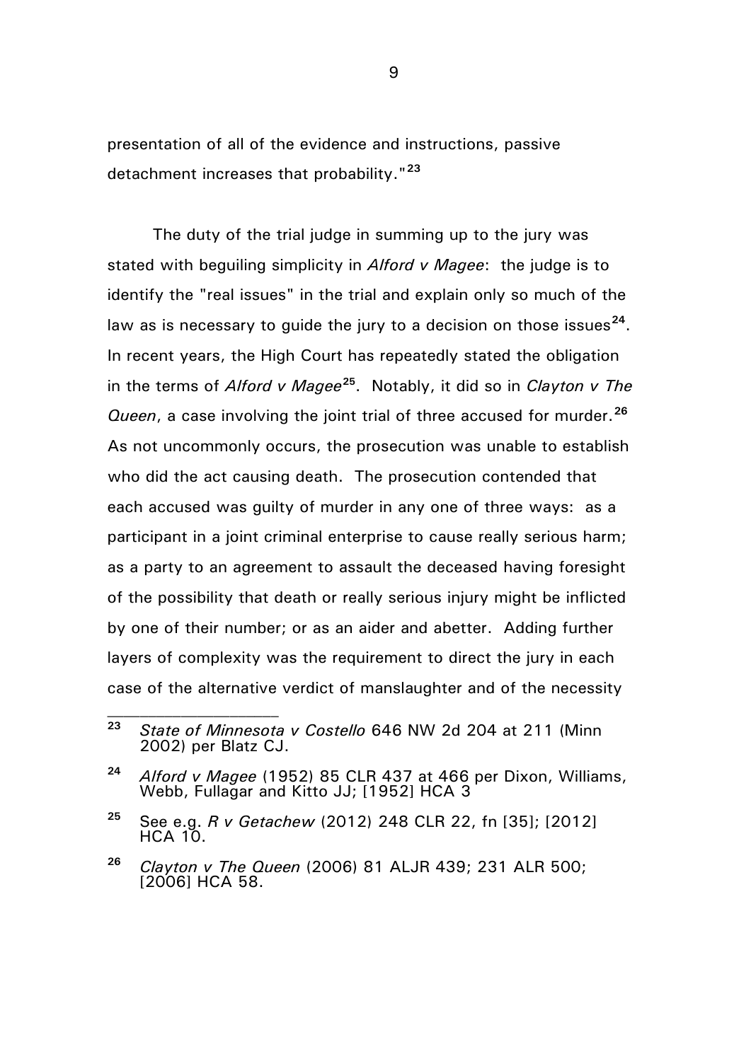presentation of all of the evidence and instructions, passive detachment increases that probability."[23]

The duty of the trial judge in summing up to the jury was stated with beguiling simplicity in *Alford v Magee*: the judge is to identify the "real issues" in the trial and explain only so much of the law as is necessary to guide the jury to a decision on those issues[24]. In recent years, the High Court has repeatedly stated the obligation in the terms of *Alford v Magee*[25]. Notably, it did so in *Clayton v The Queen*, a case involving the joint trial of three accused for murder.[26] As not uncommonly occurs, the prosecution was unable to establish who did the act causing death. The prosecution contended that each accused was guilty of murder in any one of three ways: as a participant in a joint criminal enterprise to cause really serious harm; as a party to an agreement to assault the deceased having foresight of the possibility that death or really serious injury might be inflicted by one of their number; or as an aider and abetter. Adding further layers of complexity was the requirement to direct the jury in each case of the alternative verdict of manslaughter and of the necessity

---

[23] *State of Minnesota v Costello* 646 NW 2d 204 at 211 (Minn 2002) per Blatz CJ.

[24] *Alford v Magee* (1952) 85 CLR 437 at 466 per Dixon, Williams, Webb, Fullagar and Kitto JJ; [1952] HCA 3

[25] See e.g. *R v Getachew* (2012) 248 CLR 22, fn [35]; [2012] HCA 10.

[26] *Clayton v The Queen* (2006) 81 ALJR 439; 231 ALR 500; [2006] HCA 58.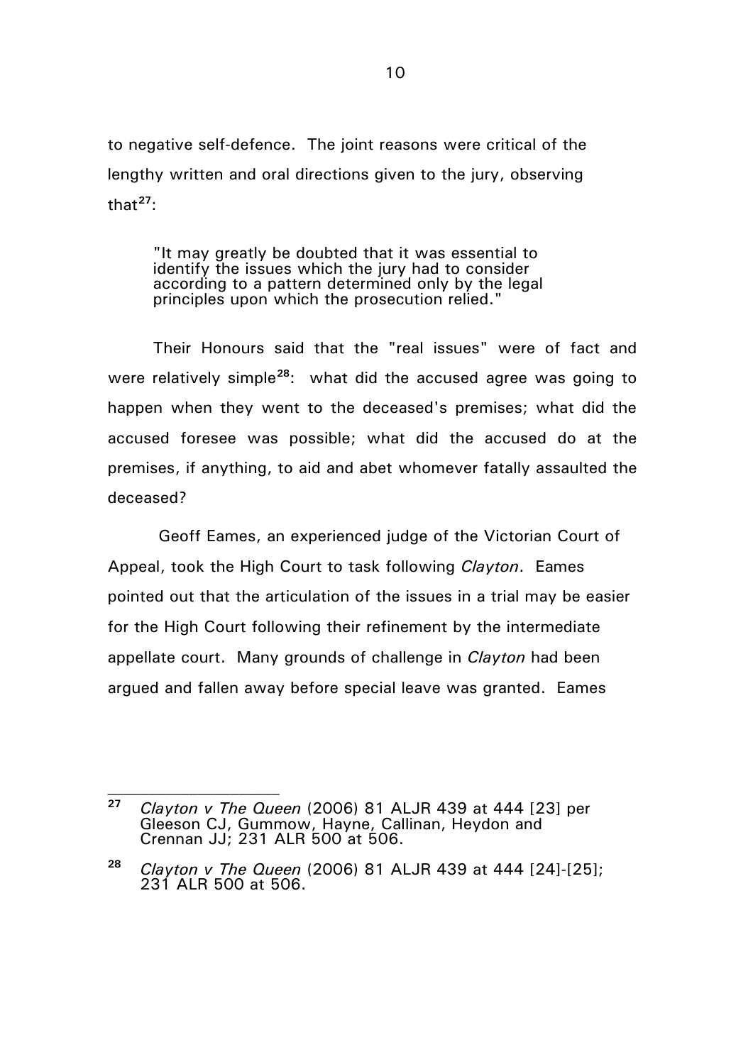to negative self-defence. The joint reasons were critical of the lengthy written and oral directions given to the jury, observing that[27]:

> "It may greatly be doubted that it was essential to identify the issues which the jury had to consider according to a pattern determined only by the legal principles upon which the prosecution relied."

Their Honours said that the "real issues" were of fact and were relatively simple[28]: what did the accused agree was going to happen when they went to the deceased's premises; what did the accused foresee was possible; what did the accused do at the premises, if anything, to aid and abet whomever fatally assaulted the deceased?

Geoff Eames, an experienced judge of the Victorian Court of Appeal, took the High Court to task following *Clayton*. Eames pointed out that the articulation of the issues in a trial may be easier for the High Court following their refinement by the intermediate appellate court. Many grounds of challenge in *Clayton* had been argued and fallen away before special leave was granted. Eames

---

[27] *Clayton v The Queen* (2006) 81 ALJR 439 at 444 [23] per Gleeson CJ, Gummow, Hayne, Callinan, Heydon and Crennan JJ; 231 ALR 500 at 506.

[28] *Clayton v The Queen* (2006) 81 ALJR 439 at 444 [24]-[25]; 231 ALR 500 at 506.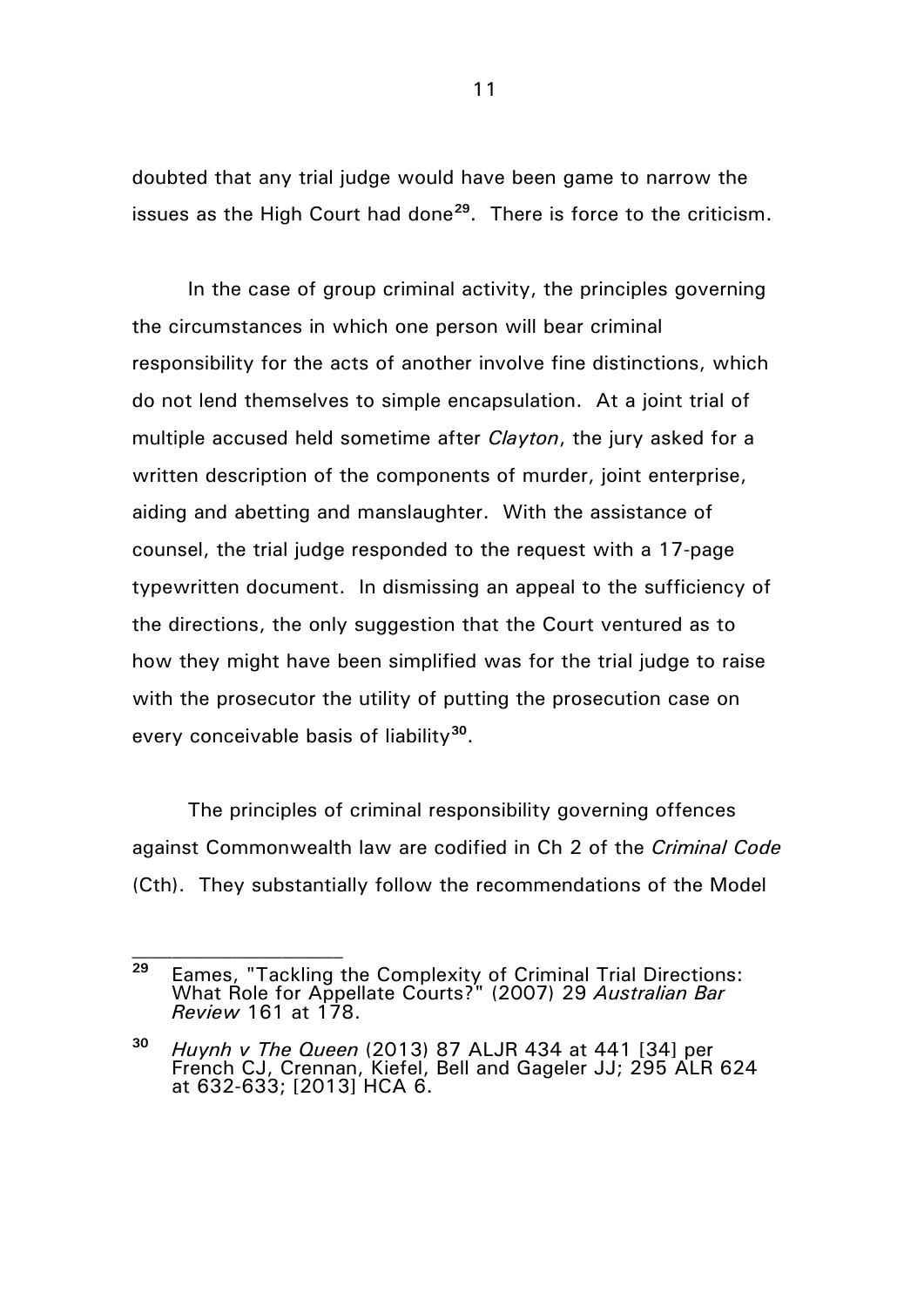doubted that any trial judge would have been game to narrow the issues as the High Court had done[29]. There is force to the criticism.

In the case of group criminal activity, the principles governing the circumstances in which one person will bear criminal responsibility for the acts of another involve fine distinctions, which do not lend themselves to simple encapsulation. At a joint trial of multiple accused held sometime after *Clayton*, the jury asked for a written description of the components of murder, joint enterprise, aiding and abetting and manslaughter. With the assistance of counsel, the trial judge responded to the request with a 17-page typewritten document. In dismissing an appeal to the sufficiency of the directions, the only suggestion that the Court ventured as to how they might have been simplified was for the trial judge to raise with the prosecutor the utility of putting the prosecution case on every conceivable basis of liability[30].

The principles of criminal responsibility governing offences against Commonwealth law are codified in Ch 2 of the *Criminal Code* (Cth). They substantially follow the recommendations of the Model

---

[29] Eames, "Tackling the Complexity of Criminal Trial Directions: What Role for Appellate Courts?" (2007) 29 *Australian Bar Review* 161 at 178.

[30] *Huynh v The Queen* (2013) 87 ALJR 434 at 441 [34] per French CJ, Crennan, Kiefel, Bell and Gageler JJ; 295 ALR 624 at 632-633; [2013] HCA 6.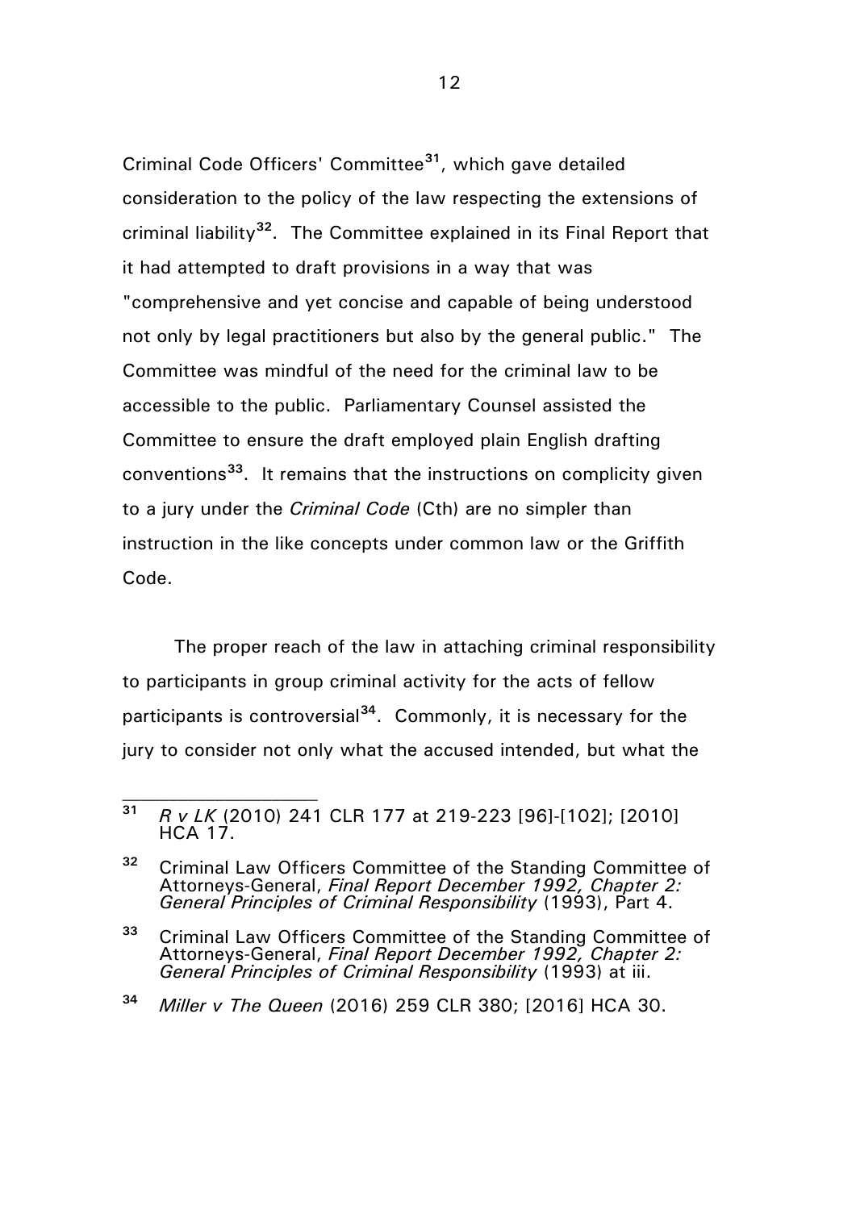Criminal Code Officers' Committee[31], which gave detailed consideration to the policy of the law respecting the extensions of criminal liability[32]. The Committee explained in its Final Report that it had attempted to draft provisions in a way that was "comprehensive and yet concise and capable of being understood not only by legal practitioners but also by the general public." The Committee was mindful of the need for the criminal law to be accessible to the public. Parliamentary Counsel assisted the Committee to ensure the draft employed plain English drafting conventions[33]. It remains that the instructions on complicity given to a jury under the *Criminal Code* (Cth) are no simpler than instruction in the like concepts under common law or the Griffith Code.

The proper reach of the law in attaching criminal responsibility to participants in group criminal activity for the acts of fellow participants is controversial[34]. Commonly, it is necessary for the jury to consider not only what the accused intended, but what the

---

[31] *R v LK* (2010) 241 CLR 177 at 219-223 [96]-[102]; [2010] HCA 17.

[32] Criminal Law Officers Committee of the Standing Committee of Attorneys-General, *Final Report December 1992, Chapter 2: General Principles of Criminal Responsibility* (1993), Part 4.

[33] Criminal Law Officers Committee of the Standing Committee of Attorneys-General, *Final Report December 1992, Chapter 2: General Principles of Criminal Responsibility* (1993) at iii.

[34] *Miller v The Queen* (2016) 259 CLR 380; [2016] HCA 30.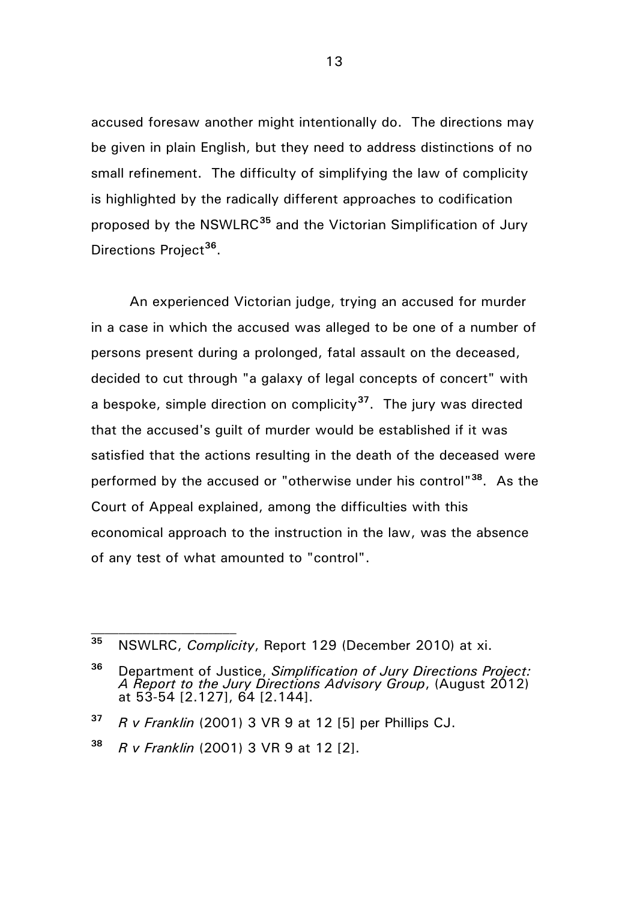accused foresaw another might intentionally do. The directions may be given in plain English, but they need to address distinctions of no small refinement. The difficulty of simplifying the law of complicity is highlighted by the radically different approaches to codification proposed by the NSWLRC[35] and the Victorian Simplification of Jury Directions Project[36].

An experienced Victorian judge, trying an accused for murder in a case in which the accused was alleged to be one of a number of persons present during a prolonged, fatal assault on the deceased, decided to cut through "a galaxy of legal concepts of concert" with a bespoke, simple direction on complicity[37]. The jury was directed that the accused's guilt of murder would be established if it was satisfied that the actions resulting in the death of the deceased were performed by the accused or "otherwise under his control"[38]. As the Court of Appeal explained, among the difficulties with this economical approach to the instruction in the law, was the absence of any test of what amounted to "control".

---

[35] NSWLRC, *Complicity*, Report 129 (December 2010) at xi.

[36] Department of Justice, *Simplification of Jury Directions Project: A Report to the Jury Directions Advisory Group*, (August 2012) at 53-54 [2.127], 64 [2.144].

[37] *R v Franklin* (2001) 3 VR 9 at 12 [5] per Phillips CJ.

[38] *R v Franklin* (2001) 3 VR 9 at 12 [2].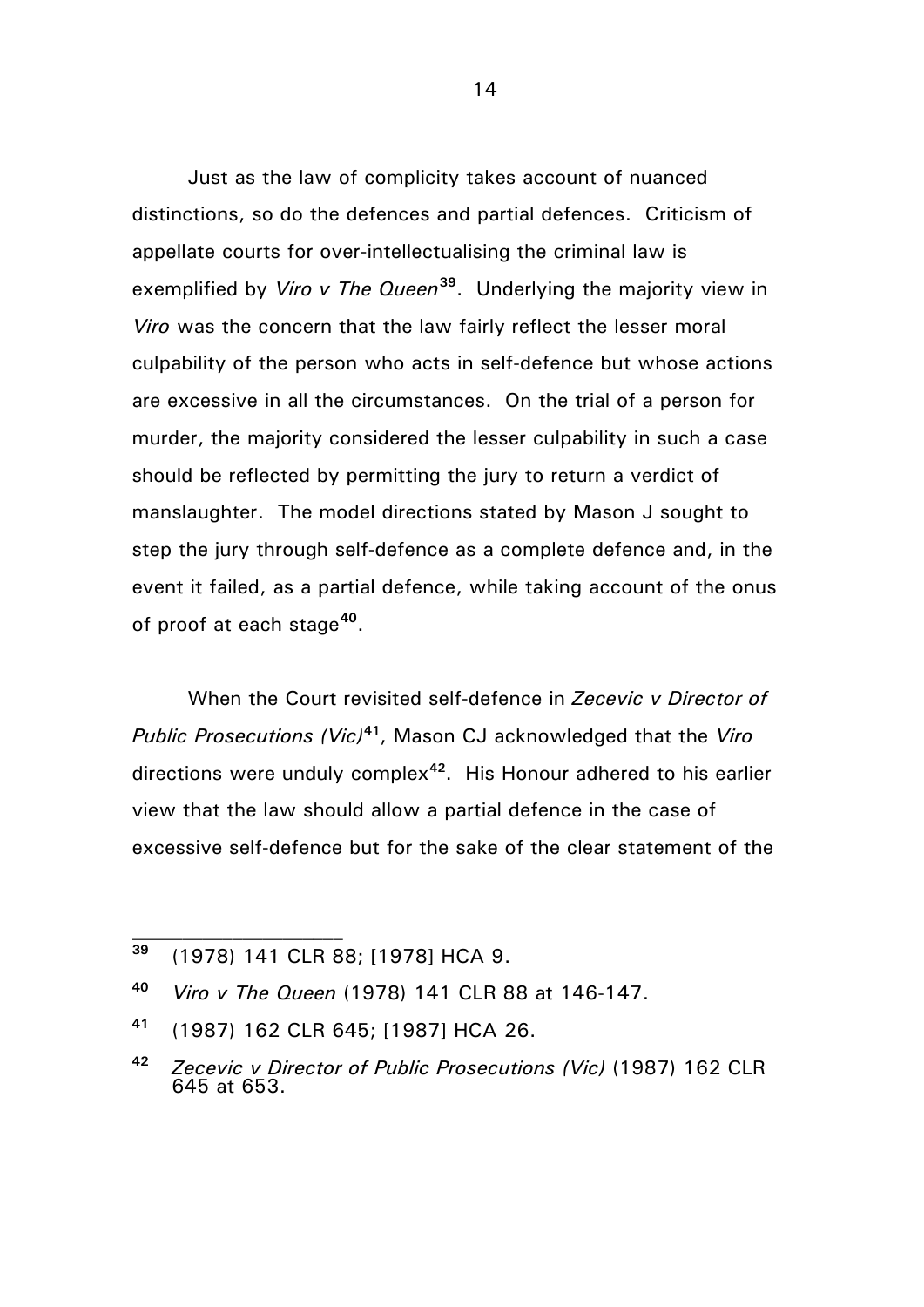Just as the law of complicity takes account of nuanced distinctions, so do the defences and partial defences. Criticism of appellate courts for over-intellectualising the criminal law is exemplified by *Viro v The Queen*[39]. Underlying the majority view in *Viro* was the concern that the law fairly reflect the lesser moral culpability of the person who acts in self-defence but whose actions are excessive in all the circumstances. On the trial of a person for murder, the majority considered the lesser culpability in such a case should be reflected by permitting the jury to return a verdict of manslaughter. The model directions stated by Mason J sought to step the jury through self-defence as a complete defence and, in the event it failed, as a partial defence, while taking account of the onus of proof at each stage[40].

When the Court revisited self-defence in *Zecevic v Director of Public Prosecutions (Vic)*[41], Mason CJ acknowledged that the *Viro* directions were unduly complex[42]. His Honour adhered to his earlier view that the law should allow a partial defence in the case of excessive self-defence but for the sake of the clear statement of the

---

[39] (1978) 141 CLR 88; [1978] HCA 9.

[40] *Viro v The Queen* (1978) 141 CLR 88 at 146-147.

[41] (1987) 162 CLR 645; [1987] HCA 26.

[42] *Zecevic v Director of Public Prosecutions (Vic)* (1987) 162 CLR 645 at 653.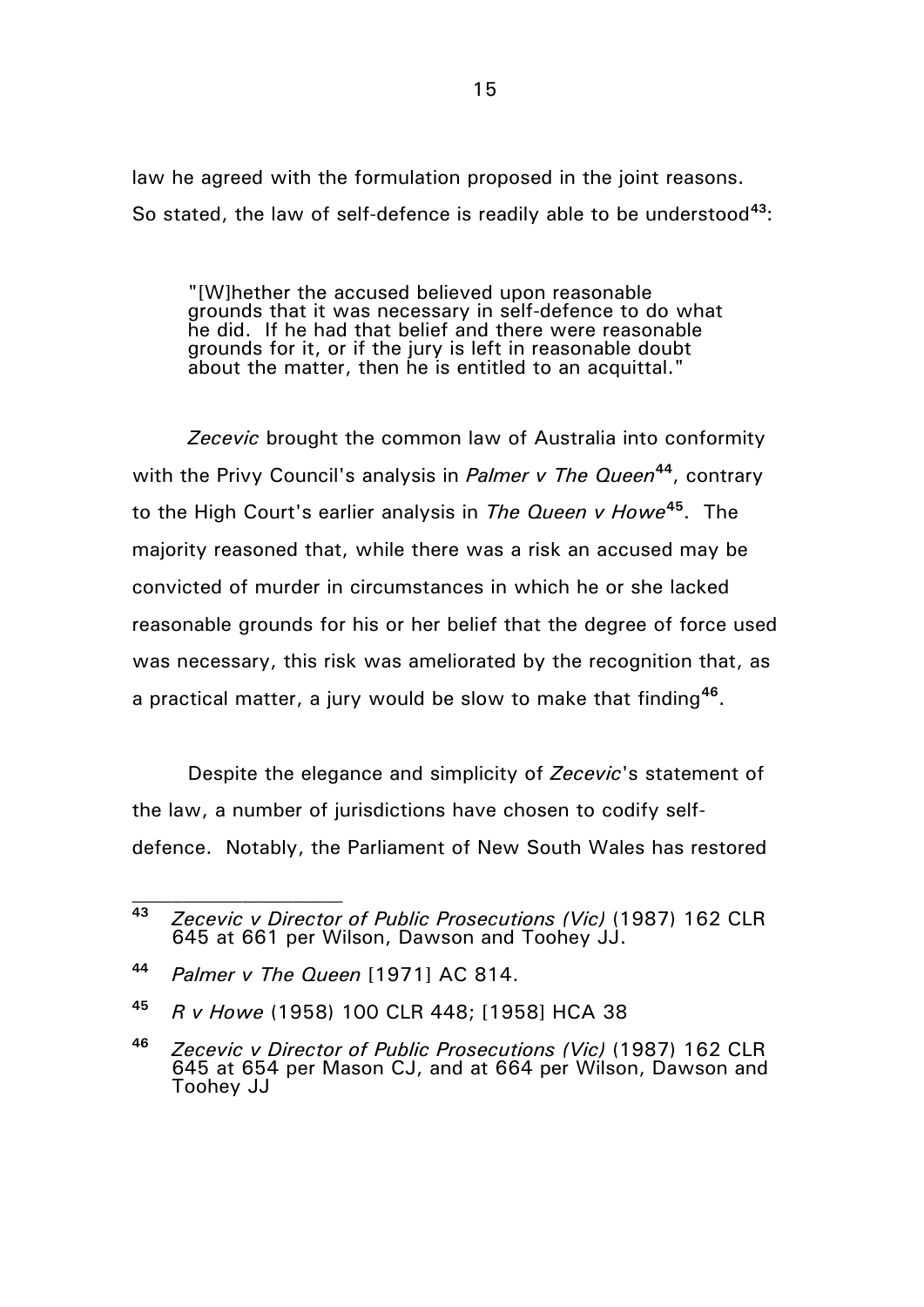law he agreed with the formulation proposed in the joint reasons. So stated, the law of self-defence is readily able to be understood[43]:

> "[W]hether the accused believed upon reasonable grounds that it was necessary in self-defence to do what he did. If he had that belief and there were reasonable grounds for it, or if the jury is left in reasonable doubt about the matter, then he is entitled to an acquittal."

*Zecevic* brought the common law of Australia into conformity with the Privy Council's analysis in *Palmer v The Queen*[44], contrary to the High Court's earlier analysis in *The Queen v Howe*[45]. The majority reasoned that, while there was a risk an accused may be convicted of murder in circumstances in which he or she lacked reasonable grounds for his or her belief that the degree of force used was necessary, this risk was ameliorated by the recognition that, as a practical matter, a jury would be slow to make that finding[46].

Despite the elegance and simplicity of *Zecevic*'s statement of the law, a number of jurisdictions have chosen to codify self-defence. Notably, the Parliament of New South Wales has restored

---

[43] *Zecevic v Director of Public Prosecutions (Vic)* (1987) 162 CLR 645 at 661 per Wilson, Dawson and Toohey JJ.

[44] *Palmer v The Queen* [1971] AC 814.

[45] *R v Howe* (1958) 100 CLR 448; [1958] HCA 38

[46] *Zecevic v Director of Public Prosecutions (Vic)* (1987) 162 CLR 645 at 654 per Mason CJ, and at 664 per Wilson, Dawson and Toohey JJ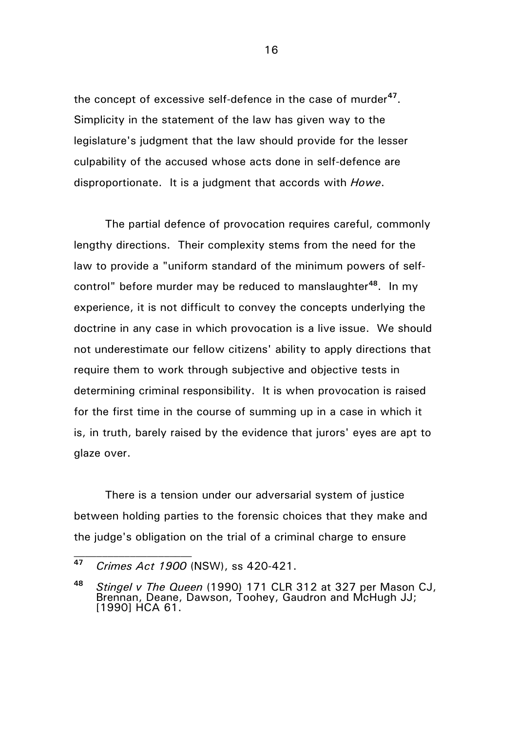the concept of excessive self-defence in the case of murder[47]. Simplicity in the statement of the law has given way to the legislature's judgment that the law should provide for the lesser culpability of the accused whose acts done in self-defence are disproportionate. It is a judgment that accords with *Howe*.

The partial defence of provocation requires careful, commonly lengthy directions. Their complexity stems from the need for the law to provide a "uniform standard of the minimum powers of self-control" before murder may be reduced to manslaughter[48]. In my experience, it is not difficult to convey the concepts underlying the doctrine in any case in which provocation is a live issue. We should not underestimate our fellow citizens' ability to apply directions that require them to work through subjective and objective tests in determining criminal responsibility. It is when provocation is raised for the first time in the course of summing up in a case in which it is, in truth, barely raised by the evidence that jurors' eyes are apt to glaze over.

There is a tension under our adversarial system of justice between holding parties to the forensic choices that they make and the judge's obligation on the trial of a criminal charge to ensure

---

[47] *Crimes Act 1900* (NSW), ss 420-421.

[48] *Stingel v The Queen* (1990) 171 CLR 312 at 327 per Mason CJ, Brennan, Deane, Dawson, Toohey, Gaudron and McHugh JJ; [1990] HCA 61.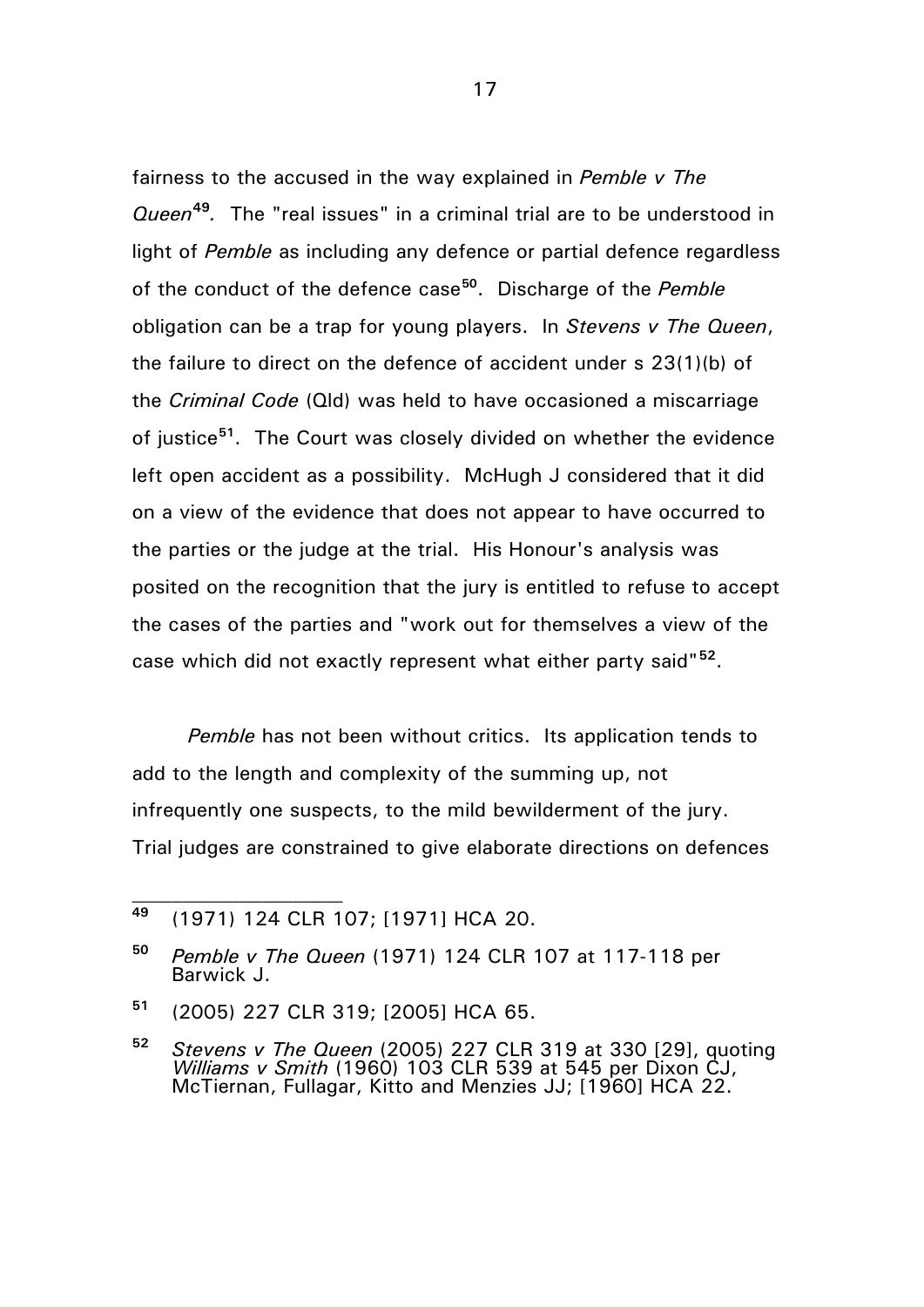fairness to the accused in the way explained in *Pemble v The Queen*[49]*.* The "real issues" in a criminal trial are to be understood in light of *Pemble* as including any defence or partial defence regardless of the conduct of the defence case[50]. Discharge of the *Pemble* obligation can be a trap for young players. In *Stevens v The Queen*, the failure to direct on the defence of accident under s 23(1)(b) of the *Criminal Code* (Qld) was held to have occasioned a miscarriage of justice[51]. The Court was closely divided on whether the evidence left open accident as a possibility. McHugh J considered that it did on a view of the evidence that does not appear to have occurred to the parties or the judge at the trial. His Honour's analysis was posited on the recognition that the jury is entitled to refuse to accept the cases of the parties and "work out for themselves a view of the case which did not exactly represent what either party said"[52].

*Pemble* has not been without critics. Its application tends to add to the length and complexity of the summing up, not infrequently one suspects, to the mild bewilderment of the jury. Trial judges are constrained to give elaborate directions on defences

---

[49] (1971) 124 CLR 107; [1971] HCA 20.

[50] *Pemble v The Queen* (1971) 124 CLR 107 at 117-118 per Barwick J.

[51] (2005) 227 CLR 319; [2005] HCA 65.

[52] *Stevens v The Queen* (2005) 227 CLR 319 at 330 [29], quoting *Williams v Smith* (1960) 103 CLR 539 at 545 per Dixon CJ, McTiernan, Fullagar, Kitto and Menzies JJ; [1960] HCA 22.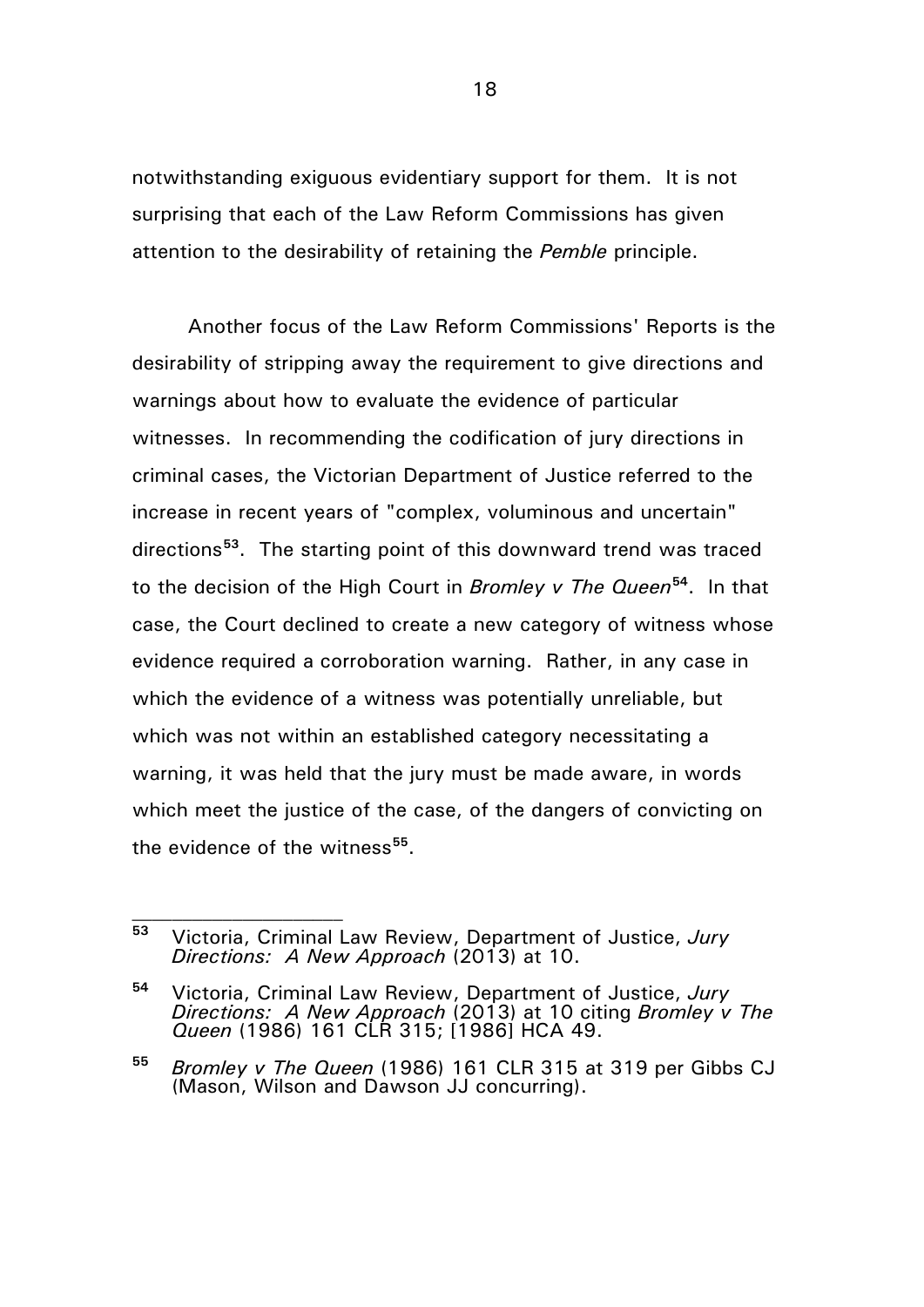notwithstanding exiguous evidentiary support for them. It is not surprising that each of the Law Reform Commissions has given attention to the desirability of retaining the *Pemble* principle.

Another focus of the Law Reform Commissions' Reports is the desirability of stripping away the requirement to give directions and warnings about how to evaluate the evidence of particular witnesses. In recommending the codification of jury directions in criminal cases, the Victorian Department of Justice referred to the increase in recent years of "complex, voluminous and uncertain" directions[53]. The starting point of this downward trend was traced to the decision of the High Court in *Bromley v The Queen*[54]. In that case, the Court declined to create a new category of witness whose evidence required a corroboration warning. Rather, in any case in which the evidence of a witness was potentially unreliable, but which was not within an established category necessitating a warning, it was held that the jury must be made aware, in words which meet the justice of the case, of the dangers of convicting on the evidence of the witness[55].

---

**53** Victoria, Criminal Law Review, Department of Justice, *Jury Directions: A New Approach* (2013) at 10.

**54** Victoria, Criminal Law Review, Department of Justice, *Jury Directions: A New Approach* (2013) at 10 citing *Bromley v The Queen* (1986) 161 CLR 315; [1986] HCA 49.

**55** *Bromley v The Queen* (1986) 161 CLR 315 at 319 per Gibbs CJ (Mason, Wilson and Dawson JJ concurring).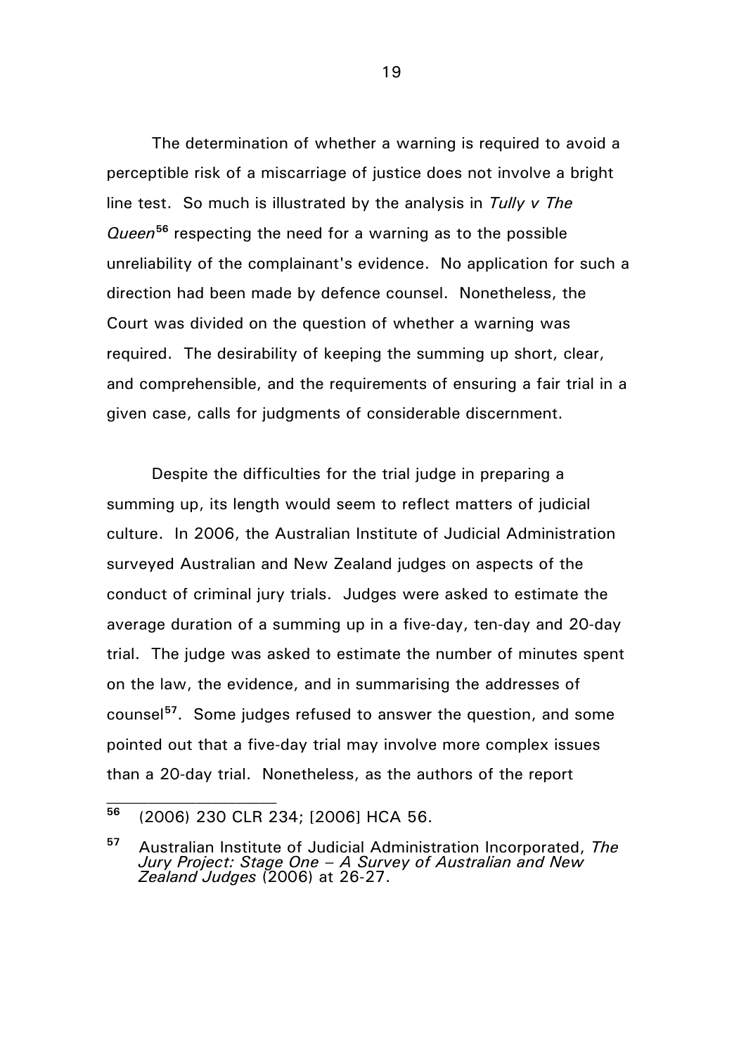The determination of whether a warning is required to avoid a perceptible risk of a miscarriage of justice does not involve a bright line test. So much is illustrated by the analysis in *Tully v The Queen*[56] respecting the need for a warning as to the possible unreliability of the complainant's evidence. No application for such a direction had been made by defence counsel. Nonetheless, the Court was divided on the question of whether a warning was required. The desirability of keeping the summing up short, clear, and comprehensible, and the requirements of ensuring a fair trial in a given case, calls for judgments of considerable discernment.

Despite the difficulties for the trial judge in preparing a summing up, its length would seem to reflect matters of judicial culture. In 2006, the Australian Institute of Judicial Administration surveyed Australian and New Zealand judges on aspects of the conduct of criminal jury trials. Judges were asked to estimate the average duration of a summing up in a five-day, ten-day and 20-day trial. The judge was asked to estimate the number of minutes spent on the law, the evidence, and in summarising the addresses of counsel[57]. Some judges refused to answer the question, and some pointed out that a five-day trial may involve more complex issues than a 20-day trial. Nonetheless, as the authors of the report

---

[56] (2006) 230 CLR 234; [2006] HCA 56.

[57] Australian Institute of Judicial Administration Incorporated, *The Jury Project: Stage One – A Survey of Australian and New Zealand Judges* (2006) at 26-27.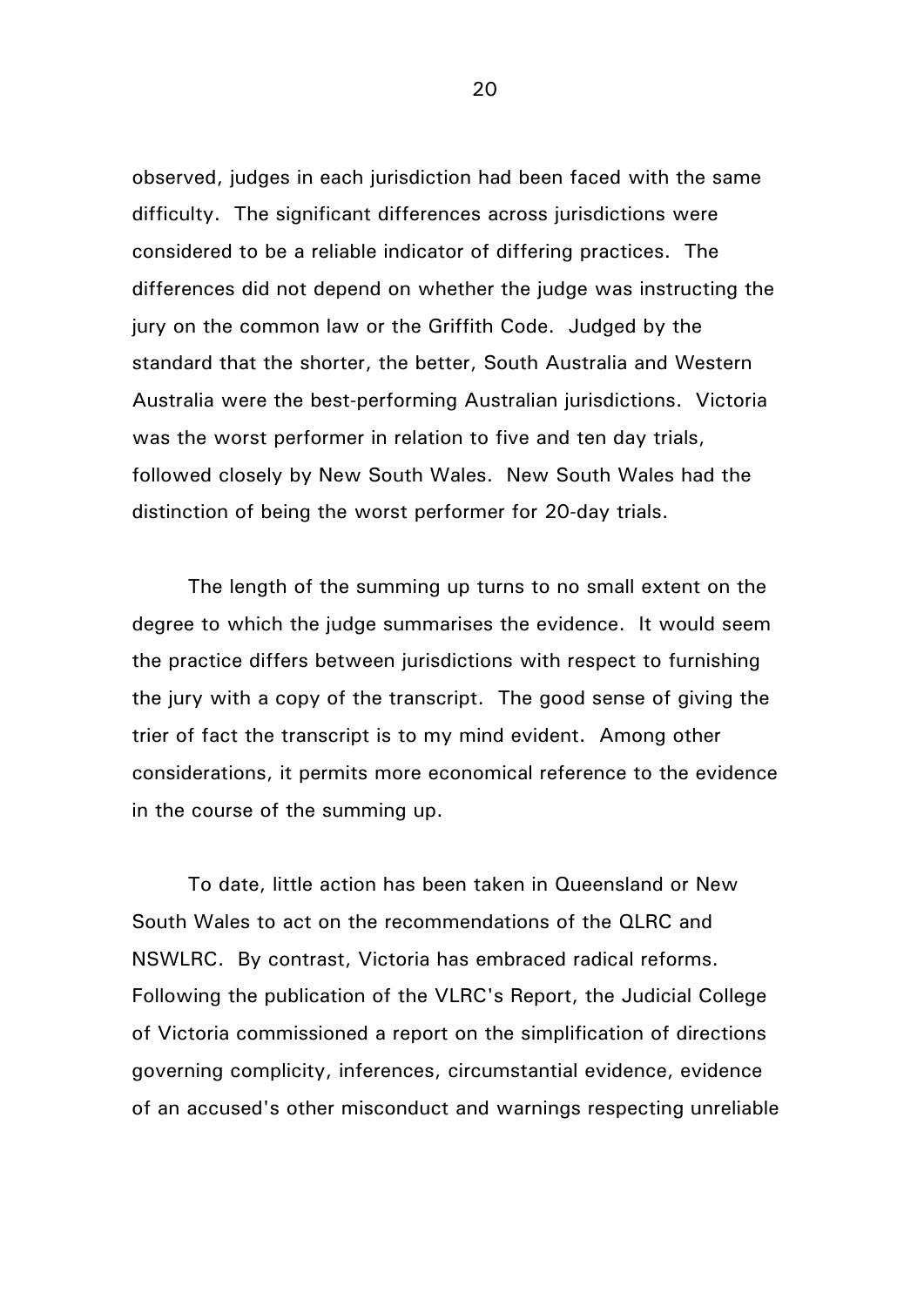observed, judges in each jurisdiction had been faced with the same difficulty. The significant differences across jurisdictions were considered to be a reliable indicator of differing practices. The differences did not depend on whether the judge was instructing the jury on the common law or the Griffith Code. Judged by the standard that the shorter, the better, South Australia and Western Australia were the best-performing Australian jurisdictions. Victoria was the worst performer in relation to five and ten day trials, followed closely by New South Wales. New South Wales had the distinction of being the worst performer for 20-day trials.

The length of the summing up turns to no small extent on the degree to which the judge summarises the evidence. It would seem the practice differs between jurisdictions with respect to furnishing the jury with a copy of the transcript. The good sense of giving the trier of fact the transcript is to my mind evident. Among other considerations, it permits more economical reference to the evidence in the course of the summing up.

To date, little action has been taken in Queensland or New South Wales to act on the recommendations of the QLRC and NSWLRC. By contrast, Victoria has embraced radical reforms. Following the publication of the VLRC's Report, the Judicial College of Victoria commissioned a report on the simplification of directions governing complicity, inferences, circumstantial evidence, evidence of an accused's other misconduct and warnings respecting unreliable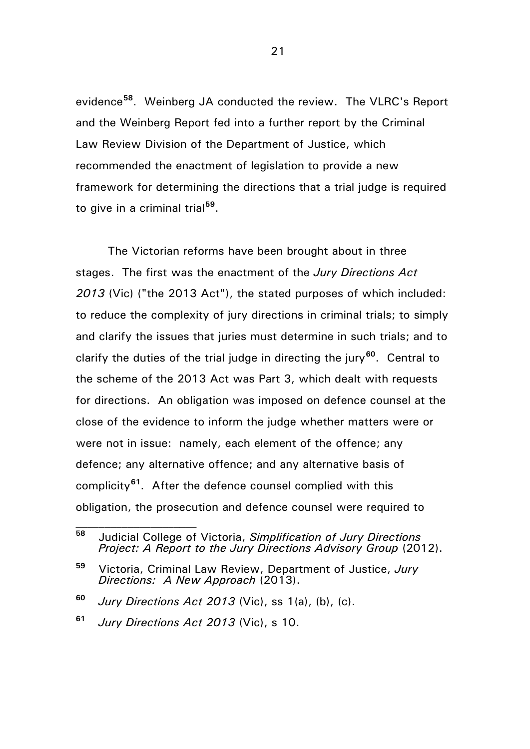evidence[58]. Weinberg JA conducted the review. The VLRC's Report and the Weinberg Report fed into a further report by the Criminal Law Review Division of the Department of Justice, which recommended the enactment of legislation to provide a new framework for determining the directions that a trial judge is required to give in a criminal trial[59].

The Victorian reforms have been brought about in three stages. The first was the enactment of the *Jury Directions Act 2013* (Vic) ("the 2013 Act"), the stated purposes of which included: to reduce the complexity of jury directions in criminal trials; to simply and clarify the issues that juries must determine in such trials; and to clarify the duties of the trial judge in directing the jury[60]. Central to the scheme of the 2013 Act was Part 3, which dealt with requests for directions. An obligation was imposed on defence counsel at the close of the evidence to inform the judge whether matters were or were not in issue: namely, each element of the offence; any defence; any alternative offence; and any alternative basis of complicity[61]. After the defence counsel complied with this obligation, the prosecution and defence counsel were required to

---

[58] Judicial College of Victoria, *Simplification of Jury Directions Project: A Report to the Jury Directions Advisory Group* (2012).

[59] Victoria, Criminal Law Review, Department of Justice, *Jury Directions: A New Approach* (2013).

[60] *Jury Directions Act 2013* (Vic), ss 1(a), (b), (c).

[61] *Jury Directions Act 2013* (Vic), s 10.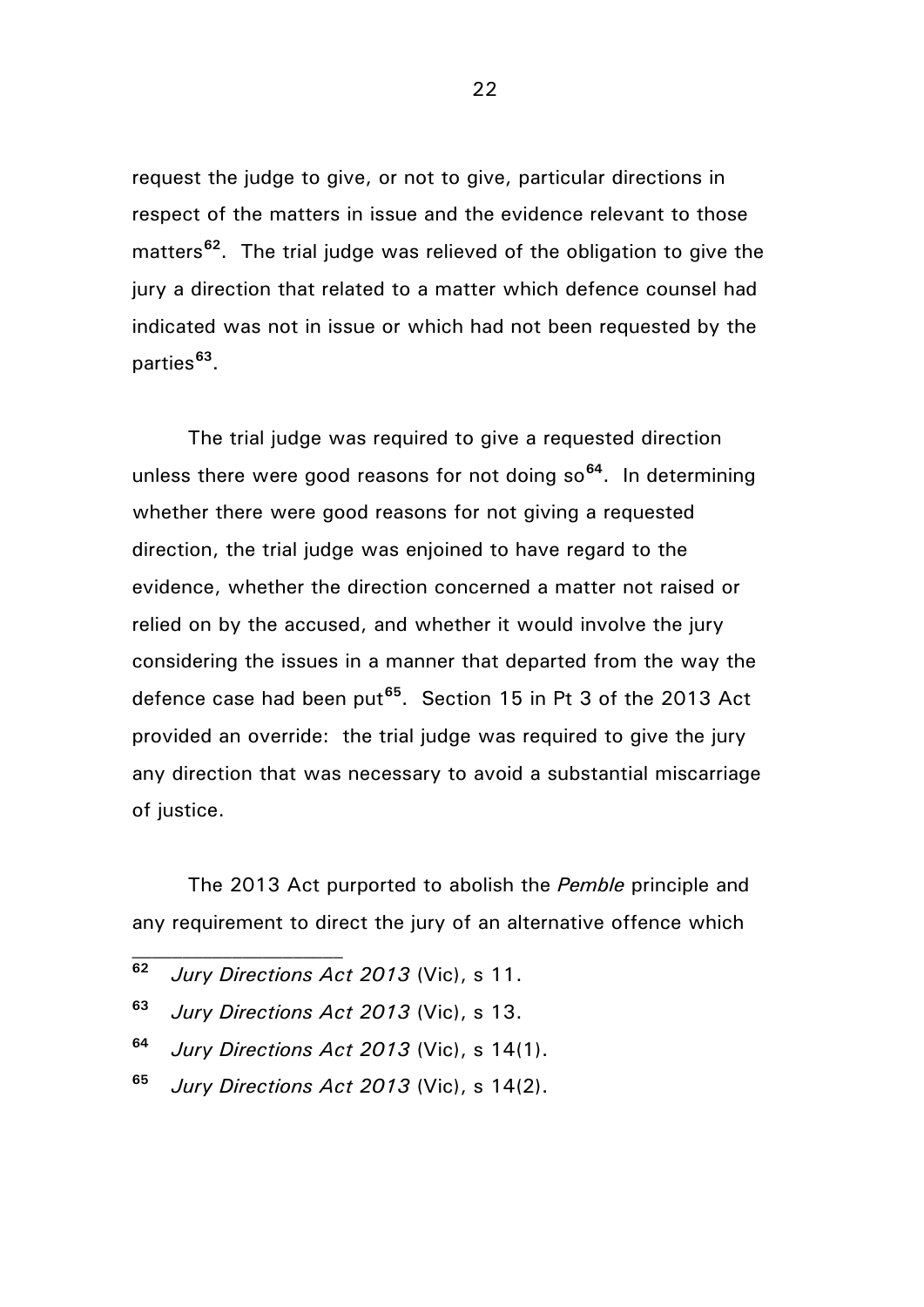request the judge to give, or not to give, particular directions in respect of the matters in issue and the evidence relevant to those matters[62]. The trial judge was relieved of the obligation to give the jury a direction that related to a matter which defence counsel had indicated was not in issue or which had not been requested by the parties[63].

The trial judge was required to give a requested direction unless there were good reasons for not doing so[64]. In determining whether there were good reasons for not giving a requested direction, the trial judge was enjoined to have regard to the evidence, whether the direction concerned a matter not raised or relied on by the accused, and whether it would involve the jury considering the issues in a manner that departed from the way the defence case had been put[65]. Section 15 in Pt 3 of the 2013 Act provided an override: the trial judge was required to give the jury any direction that was necessary to avoid a substantial miscarriage of justice.

The 2013 Act purported to abolish the *Pemble* principle and any requirement to direct the jury of an alternative offence which

---

[62] *Jury Directions Act 2013* (Vic), s 11.

[63] *Jury Directions Act 2013* (Vic), s 13.

[64] *Jury Directions Act 2013* (Vic), s 14(1).

[65] *Jury Directions Act 2013* (Vic), s 14(2).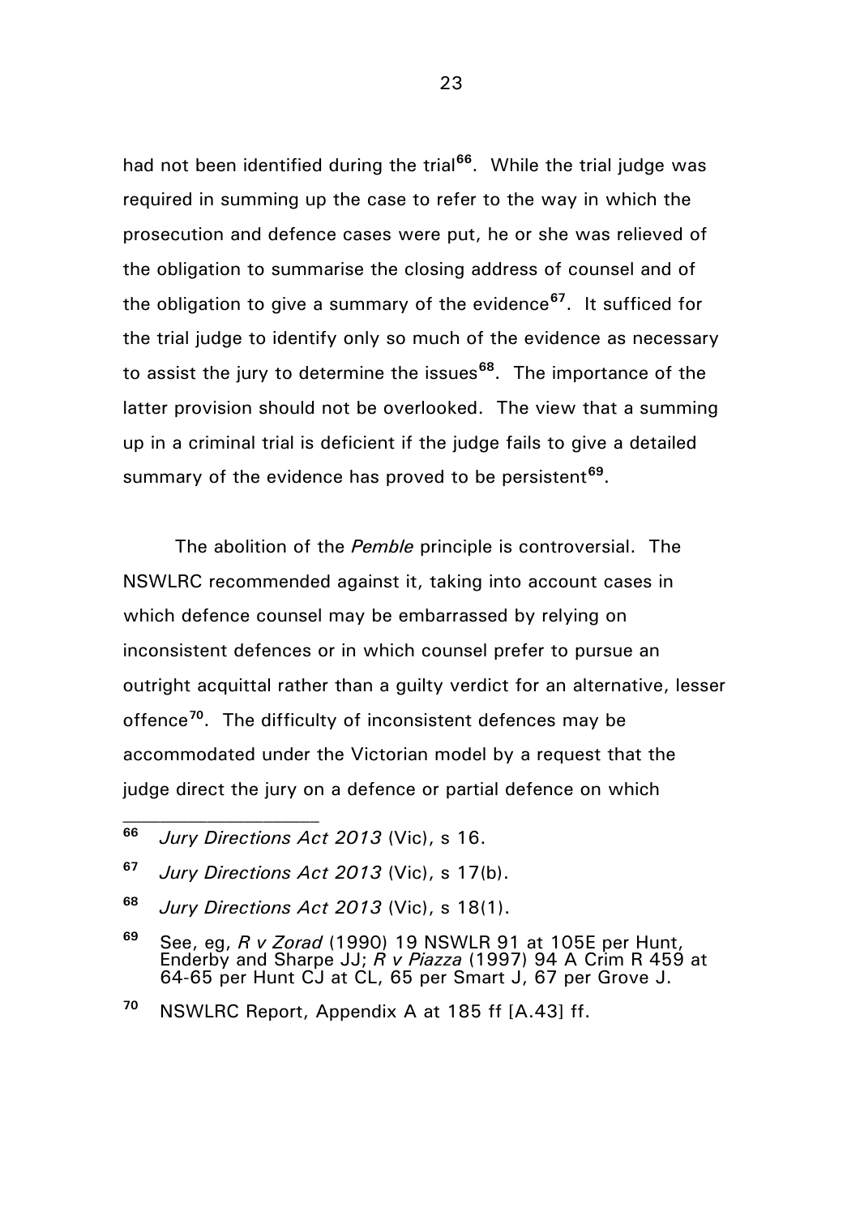had not been identified during the trial[66]. While the trial judge was required in summing up the case to refer to the way in which the prosecution and defence cases were put, he or she was relieved of the obligation to summarise the closing address of counsel and of the obligation to give a summary of the evidence[67]. It sufficed for the trial judge to identify only so much of the evidence as necessary to assist the jury to determine the issues[68]. The importance of the latter provision should not be overlooked. The view that a summing up in a criminal trial is deficient if the judge fails to give a detailed summary of the evidence has proved to be persistent[69].

The abolition of the *Pemble* principle is controversial. The NSWLRC recommended against it, taking into account cases in which defence counsel may be embarrassed by relying on inconsistent defences or in which counsel prefer to pursue an outright acquittal rather than a guilty verdict for an alternative, lesser offence[70]. The difficulty of inconsistent defences may be accommodated under the Victorian model by a request that the judge direct the jury on a defence or partial defence on which

---

[66] *Jury Directions Act 2013* (Vic), s 16.

[67] *Jury Directions Act 2013* (Vic), s 17(b).

[68] *Jury Directions Act 2013* (Vic), s 18(1).

[69] See, eg, *R v Zorad* (1990) 19 NSWLR 91 at 105E per Hunt, Enderby and Sharpe JJ; *R v Piazza* (1997) 94 A Crim R 459 at 64-65 per Hunt CJ at CL, 65 per Smart J, 67 per Grove J.

[70] NSWLRC Report, Appendix A at 185 ff [A.43] ff.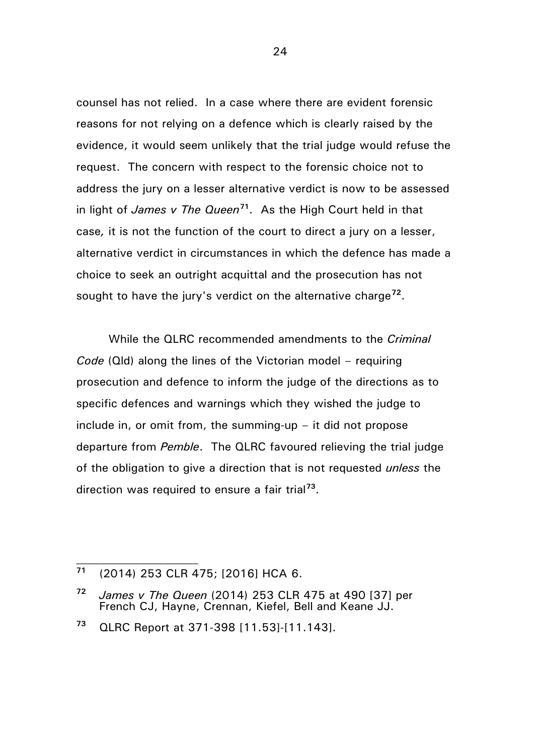counsel has not relied. In a case where there are evident forensic reasons for not relying on a defence which is clearly raised by the evidence, it would seem unlikely that the trial judge would refuse the request. The concern with respect to the forensic choice not to address the jury on a lesser alternative verdict is now to be assessed in light of *James v The Queen*[71]. As the High Court held in that case*,* it is not the function of the court to direct a jury on a lesser, alternative verdict in circumstances in which the defence has made a choice to seek an outright acquittal and the prosecution has not sought to have the jury's verdict on the alternative charge[72].

While the QLRC recommended amendments to the *Criminal Code* (Qld) along the lines of the Victorian model – requiring prosecution and defence to inform the judge of the directions as to specific defences and warnings which they wished the judge to include in, or omit from, the summing-up – it did not propose departure from *Pemble*. The QLRC favoured relieving the trial judge of the obligation to give a direction that is not requested *unless* the direction was required to ensure a fair trial[73].

---

[71] (2014) 253 CLR 475; [2016] HCA 6.

[72] *James v The Queen* (2014) 253 CLR 475 at 490 [37] per French CJ, Hayne, Crennan, Kiefel, Bell and Keane JJ.

[73] QLRC Report at 371-398 [11.53]-[11.143].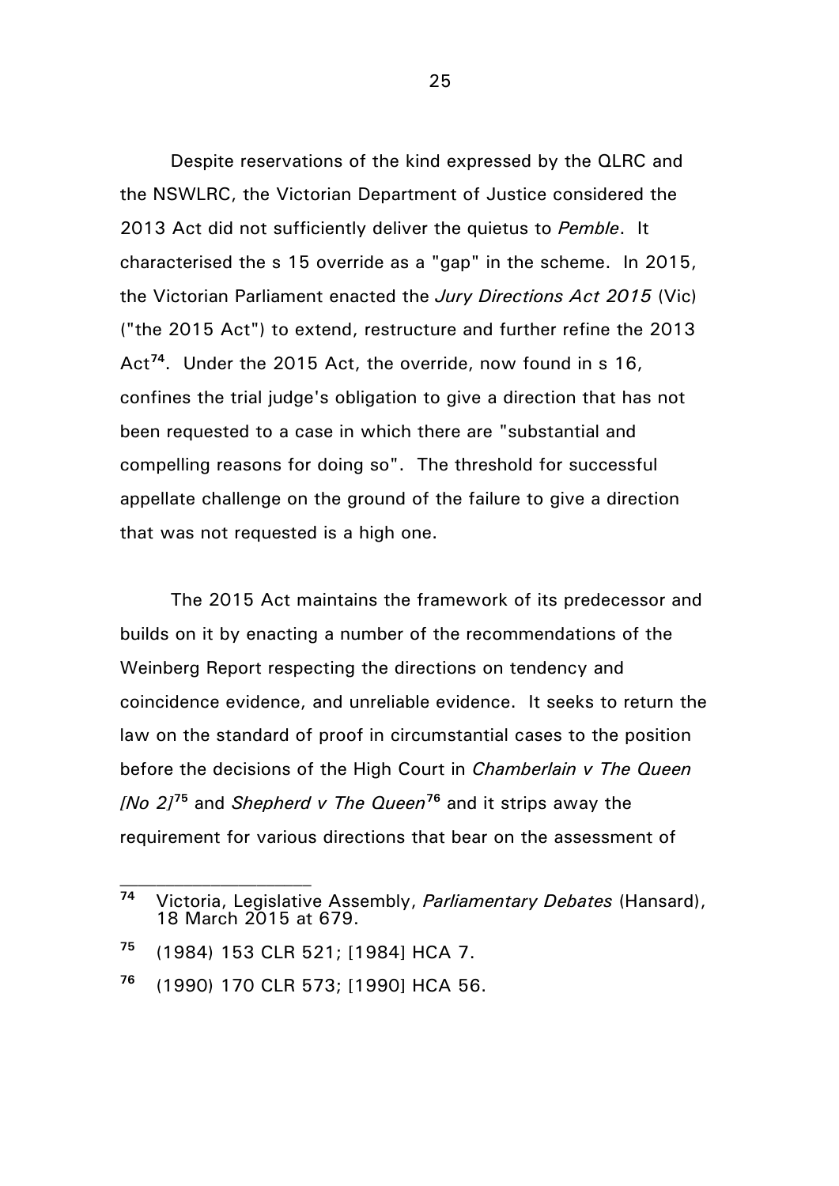Despite reservations of the kind expressed by the QLRC and the NSWLRC, the Victorian Department of Justice considered the 2013 Act did not sufficiently deliver the quietus to *Pemble*. It characterised the s 15 override as a "gap" in the scheme. In 2015, the Victorian Parliament enacted the *Jury Directions Act 2015* (Vic) ("the 2015 Act") to extend, restructure and further refine the 2013 Act[74]. Under the 2015 Act, the override, now found in s 16, confines the trial judge's obligation to give a direction that has not been requested to a case in which there are "substantial and compelling reasons for doing so". The threshold for successful appellate challenge on the ground of the failure to give a direction that was not requested is a high one.

The 2015 Act maintains the framework of its predecessor and builds on it by enacting a number of the recommendations of the Weinberg Report respecting the directions on tendency and coincidence evidence, and unreliable evidence. It seeks to return the law on the standard of proof in circumstantial cases to the position before the decisions of the High Court in *Chamberlain v The Queen [No 2]*[75] and *Shepherd v The Queen*[76] and it strips away the requirement for various directions that bear on the assessment of

---

[74] Victoria, Legislative Assembly, *Parliamentary Debates* (Hansard), 18 March 2015 at 679.

[75] (1984) 153 CLR 521; [1984] HCA 7.

[76] (1990) 170 CLR 573; [1990] HCA 56.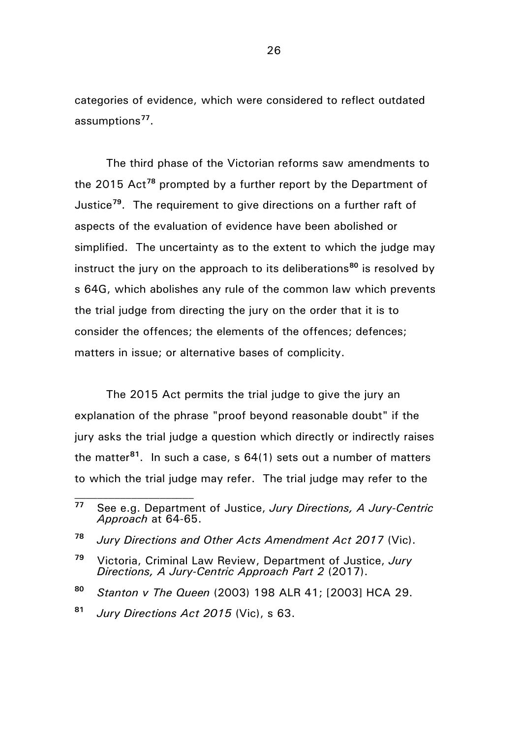categories of evidence, which were considered to reflect outdated assumptions[77].

The third phase of the Victorian reforms saw amendments to the 2015 Act[78] prompted by a further report by the Department of Justice[79]. The requirement to give directions on a further raft of aspects of the evaluation of evidence have been abolished or simplified. The uncertainty as to the extent to which the judge may instruct the jury on the approach to its deliberations[80] is resolved by s 64G, which abolishes any rule of the common law which prevents the trial judge from directing the jury on the order that it is to consider the offences; the elements of the offences; defences; matters in issue; or alternative bases of complicity.

The 2015 Act permits the trial judge to give the jury an explanation of the phrase "proof beyond reasonable doubt" if the jury asks the trial judge a question which directly or indirectly raises the matter[81]. In such a case, s 64(1) sets out a number of matters to which the trial judge may refer. The trial judge may refer to the

---

[77] See e.g. Department of Justice, *Jury Directions, A Jury-Centric Approach* at 64-65.

[78] *Jury Directions and Other Acts Amendment Act 2017* (Vic).

[79] Victoria, Criminal Law Review, Department of Justice, *Jury Directions, A Jury-Centric Approach Part 2* (2017).

[80] *Stanton v The Queen* (2003) 198 ALR 41; [2003] HCA 29.

[81] *Jury Directions Act 2015* (Vic), s 63.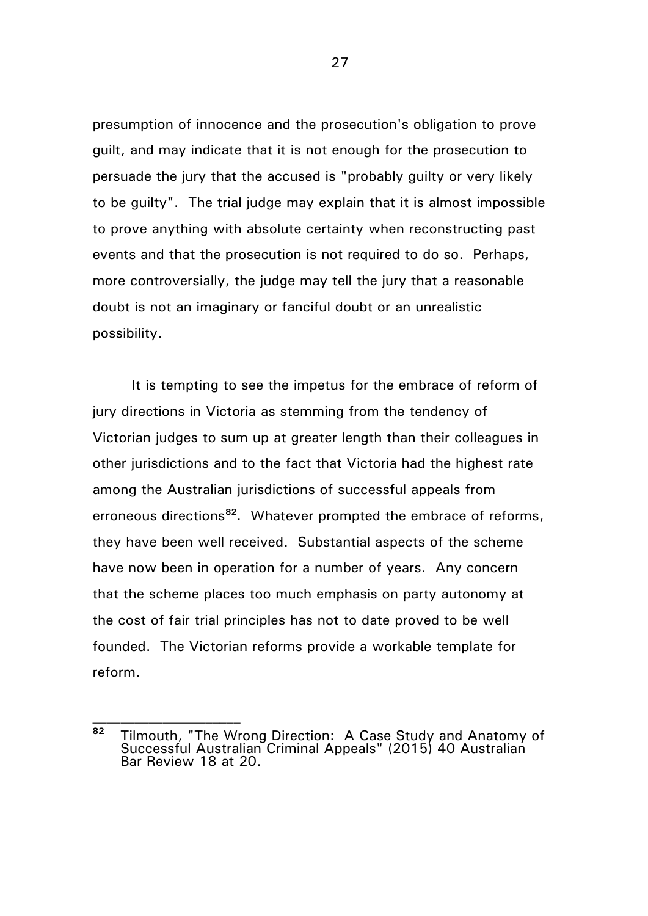presumption of innocence and the prosecution's obligation to prove guilt, and may indicate that it is not enough for the prosecution to persuade the jury that the accused is "probably guilty or very likely to be guilty". The trial judge may explain that it is almost impossible to prove anything with absolute certainty when reconstructing past events and that the prosecution is not required to do so. Perhaps, more controversially, the judge may tell the jury that a reasonable doubt is not an imaginary or fanciful doubt or an unrealistic possibility.

It is tempting to see the impetus for the embrace of reform of jury directions in Victoria as stemming from the tendency of Victorian judges to sum up at greater length than their colleagues in other jurisdictions and to the fact that Victoria had the highest rate among the Australian jurisdictions of successful appeals from erroneous directions[82]. Whatever prompted the embrace of reforms, they have been well received. Substantial aspects of the scheme have now been in operation for a number of years. Any concern that the scheme places too much emphasis on party autonomy at the cost of fair trial principles has not to date proved to be well founded. The Victorian reforms provide a workable template for reform.

---

[82] Tilmouth, "The Wrong Direction: A Case Study and Anatomy of Successful Australian Criminal Appeals" (2015) 40 Australian Bar Review 18 at 20.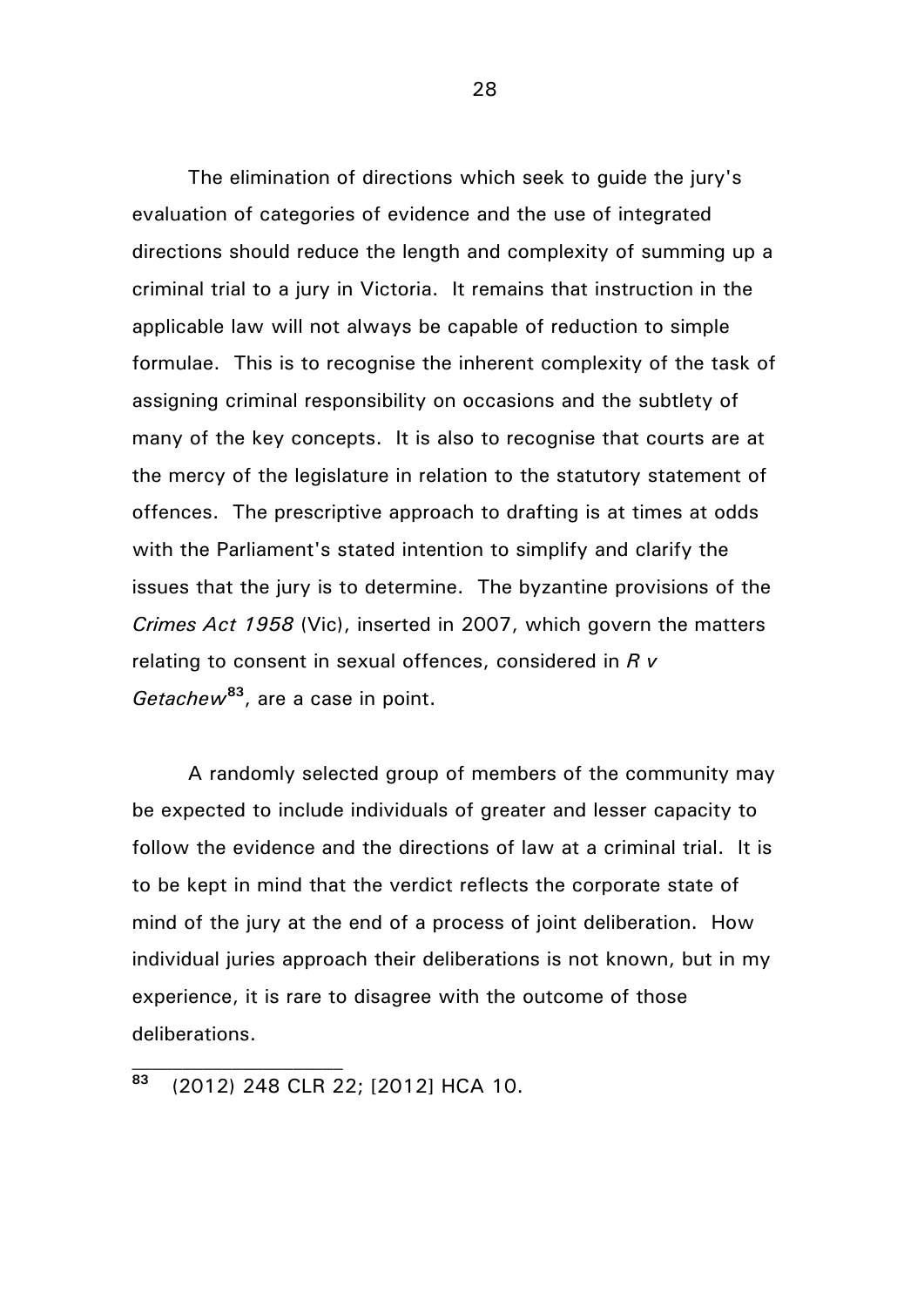The elimination of directions which seek to guide the jury's evaluation of categories of evidence and the use of integrated directions should reduce the length and complexity of summing up a criminal trial to a jury in Victoria. It remains that instruction in the applicable law will not always be capable of reduction to simple formulae. This is to recognise the inherent complexity of the task of assigning criminal responsibility on occasions and the subtlety of many of the key concepts. It is also to recognise that courts are at the mercy of the legislature in relation to the statutory statement of offences. The prescriptive approach to drafting is at times at odds with the Parliament's stated intention to simplify and clarify the issues that the jury is to determine. The byzantine provisions of the *Crimes Act 1958* (Vic), inserted in 2007, which govern the matters relating to consent in sexual offences, considered in *R v Getachew*[83], are a case in point.

A randomly selected group of members of the community may be expected to include individuals of greater and lesser capacity to follow the evidence and the directions of law at a criminal trial. It is to be kept in mind that the verdict reflects the corporate state of mind of the jury at the end of a process of joint deliberation. How individual juries approach their deliberations is not known, but in my experience, it is rare to disagree with the outcome of those deliberations.

---

[83] (2012) 248 CLR 22; [2012] HCA 10.